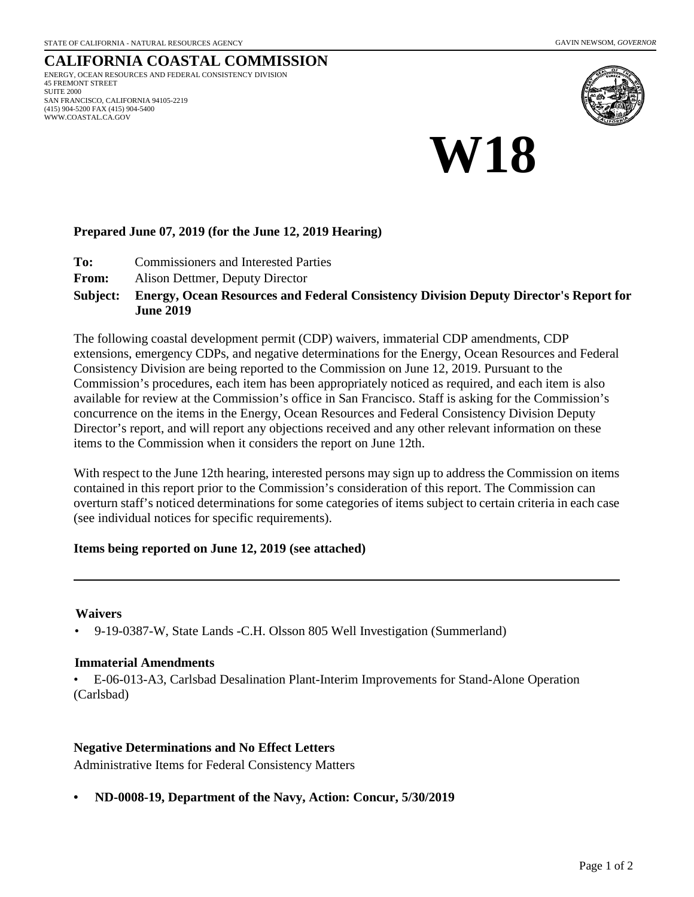STATE OF CALIFORNIA - NATURAL RESOURCES AGENCY GAVIN NEWSOM, *GOVERNOR*

# CALIFORNIA COASTAL COMMISSION

ENERGY, OCEAN RESOURCES AND FEDERAL CONSISTENCY DIVISION
45 FREMONT STREET
SUITE 2000
SAN FRANCISCO, CALIFORNIA 94105-2219
(415) 904-5200 FAX (415) 904-5400
WWW.COASTAL.CA.GOV

# W18

**Prepared June 07, 2019 (for the June 12, 2019 Hearing)**

**To:** Commissioners and Interested Parties

**From:** Alison Dettmer, Deputy Director

**Subject: Energy, Ocean Resources and Federal Consistency Division Deputy Director's Report for June 2019**

The following coastal development permit (CDP) waivers, immaterial CDP amendments, CDP extensions, emergency CDPs, and negative determinations for the Energy, Ocean Resources and Federal Consistency Division are being reported to the Commission on June 12, 2019. Pursuant to the Commission's procedures, each item has been appropriately noticed as required, and each item is also available for review at the Commission's office in San Francisco. Staff is asking for the Commission's concurrence on the items in the Energy, Ocean Resources and Federal Consistency Division Deputy Director's report, and will report any objections received and any other relevant information on these items to the Commission when it considers the report on June 12th.

With respect to the June 12th hearing, interested persons may sign up to address the Commission on items contained in this report prior to the Commission's consideration of this report. The Commission can overturn staff's noticed determinations for some categories of items subject to certain criteria in each case (see individual notices for specific requirements).

**Items being reported on June 12, 2019 (see attached)**

---

### Waivers

- 9-19-0387-W, State Lands -C.H. Olsson 805 Well Investigation (Summerland)

### Immaterial Amendments

- E-06-013-A3, Carlsbad Desalination Plant-Interim Improvements for Stand-Alone Operation (Carlsbad)

### Negative Determinations and No Effect Letters

Administrative Items for Federal Consistency Matters

- **ND-0008-19, Department of the Navy, Action: Concur, 5/30/2019**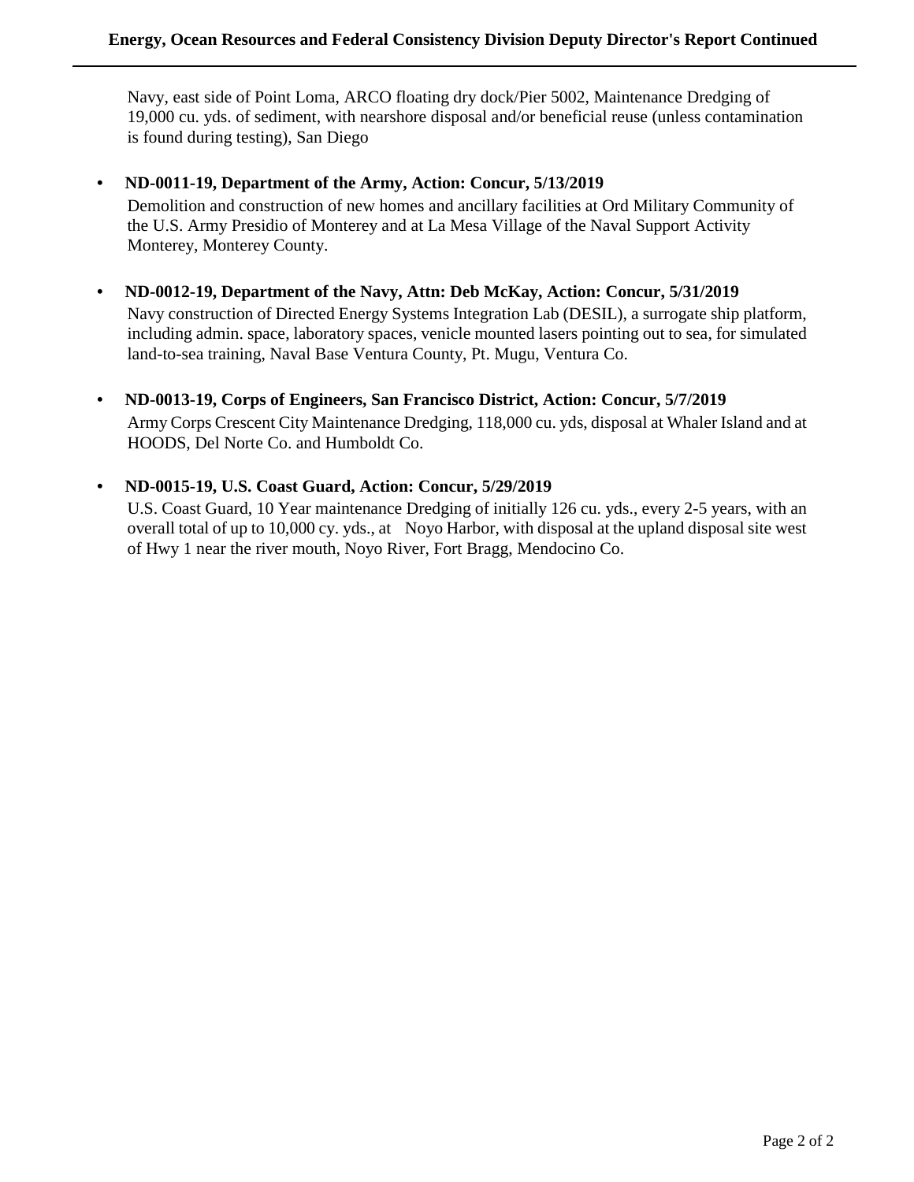Navy, east side of Point Loma, ARCO floating dry dock/Pier 5002, Maintenance Dredging of 19,000 cu. yds. of sediment, with nearshore disposal and/or beneficial reuse (unless contamination is found during testing), San Diego

- **ND-0011-19, Department of the Army, Action: Concur, 5/13/2019**

  Demolition and construction of new homes and ancillary facilities at Ord Military Community of the U.S. Army Presidio of Monterey and at La Mesa Village of the Naval Support Activity Monterey, Monterey County.

- **ND-0012-19, Department of the Navy, Attn: Deb McKay, Action: Concur, 5/31/2019**

  Navy construction of Directed Energy Systems Integration Lab (DESIL), a surrogate ship platform, including admin. space, laboratory spaces, venicle mounted lasers pointing out to sea, for simulated land-to-sea training, Naval Base Ventura County, Pt. Mugu, Ventura Co.

- **ND-0013-19, Corps of Engineers, San Francisco District, Action: Concur, 5/7/2019**

  Army Corps Crescent City Maintenance Dredging, 118,000 cu. yds, disposal at Whaler Island and at HOODS, Del Norte Co. and Humboldt Co.

- **ND-0015-19, U.S. Coast Guard, Action: Concur, 5/29/2019**

  U.S. Coast Guard, 10 Year maintenance Dredging of initially 126 cu. yds., every 2-5 years, with an overall total of up to 10,000 cy. yds., at Noyo Harbor, with disposal at the upland disposal site west of Hwy 1 near the river mouth, Noyo River, Fort Bragg, Mendocino Co.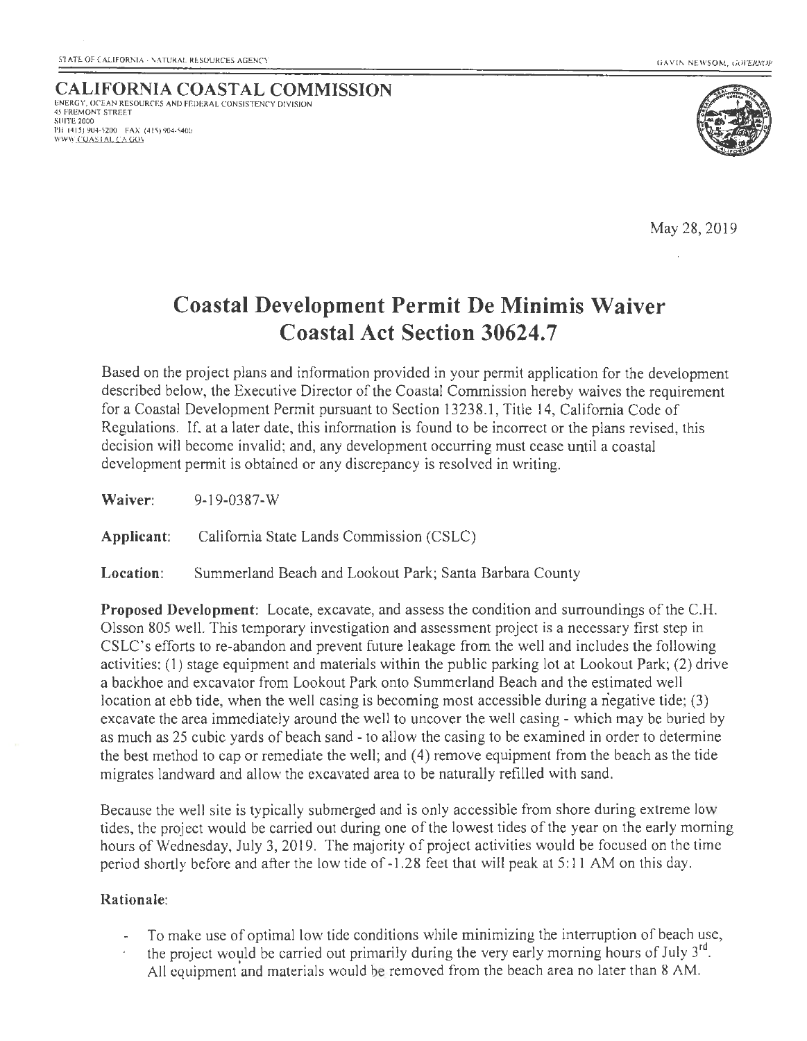STATE OF CALIFORNIA - NATURAL RESOURCES AGENCY

GAVIN NEWSOM, GOVERNOR

**CALIFORNIA COASTAL COMMISSION**
ENERGY, OCEAN RESOURCES AND FEDERAL CONSISTENCY DIVISION
45 FREMONT STREET
SUITE 2000
PH (415) 904-5200 FAX (415) 904-5400
WWW.COASTAL.CA.GOV

May 28, 2019

# Coastal Development Permit De Minimis Waiver
# Coastal Act Section 30624.7

Based on the project plans and information provided in your permit application for the development described below, the Executive Director of the Coastal Commission hereby waives the requirement for a Coastal Development Permit pursuant to Section 13238.1, Title 14, California Code of Regulations. If, at a later date, this information is found to be incorrect or the plans revised, this decision will become invalid; and, any development occurring must cease until a coastal development permit is obtained or any discrepancy is resolved in writing.

**Waiver:** 9-19-0387-W

**Applicant:** California State Lands Commission (CSLC)

**Location:** Summerland Beach and Lookout Park; Santa Barbara County

**Proposed Development:** Locate, excavate, and assess the condition and surroundings of the C.H. Olsson 805 well. This temporary investigation and assessment project is a necessary first step in CSLC's efforts to re-abandon and prevent future leakage from the well and includes the following activities: (1) stage equipment and materials within the public parking lot at Lookout Park; (2) drive a backhoe and excavator from Lookout Park onto Summerland Beach and the estimated well location at ebb tide, when the well casing is becoming most accessible during a negative tide; (3) excavate the area immediately around the well to uncover the well casing - which may be buried by as much as 25 cubic yards of beach sand - to allow the casing to be examined in order to determine the best method to cap or remediate the well; and (4) remove equipment from the beach as the tide migrates landward and allow the excavated area to be naturally refilled with sand.

Because the well site is typically submerged and is only accessible from shore during extreme low tides, the project would be carried out during one of the lowest tides of the year on the early morning hours of Wednesday, July 3, 2019. The majority of project activities would be focused on the time period shortly before and after the low tide of -1.28 feet that will peak at 5:11 AM on this day.

**Rationale:**

- To make use of optimal low tide conditions while minimizing the interruption of beach use, the project would be carried out primarily during the very early morning hours of July 3rd. All equipment and materials would be removed from the beach area no later than 8 AM.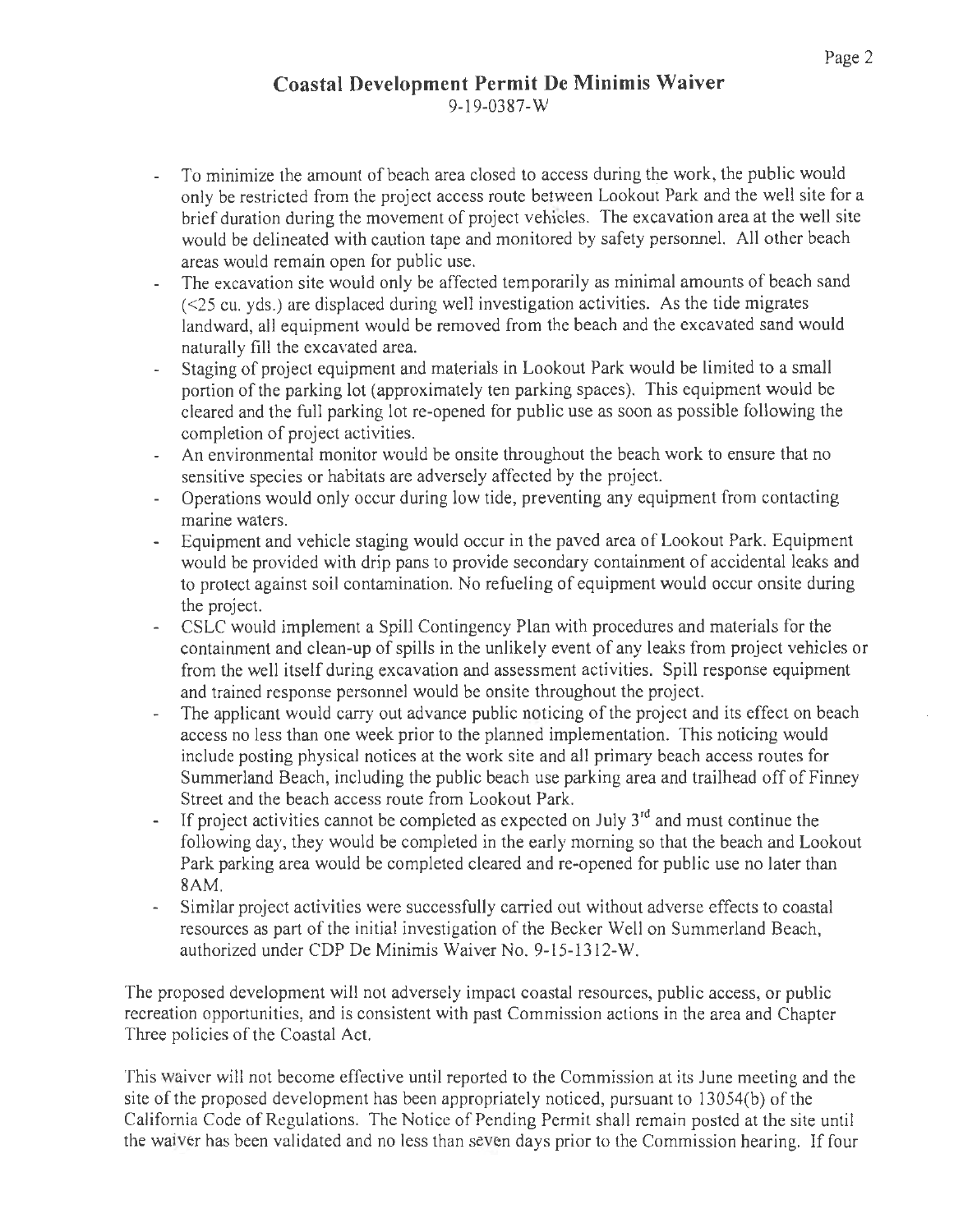## Coastal Development Permit De Minimis Waiver

9-19-0387-W

- To minimize the amount of beach area closed to access during the work, the public would only be restricted from the project access route between Lookout Park and the well site for a brief duration during the movement of project vehicles. The excavation area at the well site would be delineated with caution tape and monitored by safety personnel. All other beach areas would remain open for public use.
- The excavation site would only be affected temporarily as minimal amounts of beach sand (<25 cu. yds.) are displaced during well investigation activities. As the tide migrates landward, all equipment would be removed from the beach and the excavated sand would naturally fill the excavated area.
- Staging of project equipment and materials in Lookout Park would be limited to a small portion of the parking lot (approximately ten parking spaces). This equipment would be cleared and the full parking lot re-opened for public use as soon as possible following the completion of project activities.
- An environmental monitor would be onsite throughout the beach work to ensure that no sensitive species or habitats are adversely affected by the project.
- Operations would only occur during low tide, preventing any equipment from contacting marine waters.
- Equipment and vehicle staging would occur in the paved area of Lookout Park. Equipment would be provided with drip pans to provide secondary containment of accidental leaks and to protect against soil contamination. No refueling of equipment would occur onsite during the project.
- CSLC would implement a Spill Contingency Plan with procedures and materials for the containment and clean-up of spills in the unlikely event of any leaks from project vehicles or from the well itself during excavation and assessment activities. Spill response equipment and trained response personnel would be onsite throughout the project.
- The applicant would carry out advance public noticing of the project and its effect on beach access no less than one week prior to the planned implementation. This noticing would include posting physical notices at the work site and all primary beach access routes for Summerland Beach, including the public beach use parking area and trailhead off of Finney Street and the beach access route from Lookout Park.
- If project activities cannot be completed as expected on July 3rd and must continue the following day, they would be completed in the early morning so that the beach and Lookout Park parking area would be completed cleared and re-opened for public use no later than 8AM.
- Similar project activities were successfully carried out without adverse effects to coastal resources as part of the initial investigation of the Becker Well on Summerland Beach, authorized under CDP De Minimis Waiver No. 9-15-1312-W.

The proposed development will not adversely impact coastal resources, public access, or public recreation opportunities, and is consistent with past Commission actions in the area and Chapter Three policies of the Coastal Act.

This waiver will not become effective until reported to the Commission at its June meeting and the site of the proposed development has been appropriately noticed, pursuant to 13054(b) of the California Code of Regulations. The Notice of Pending Permit shall remain posted at the site until the waiver has been validated and no less than seven days prior to the Commission hearing. If four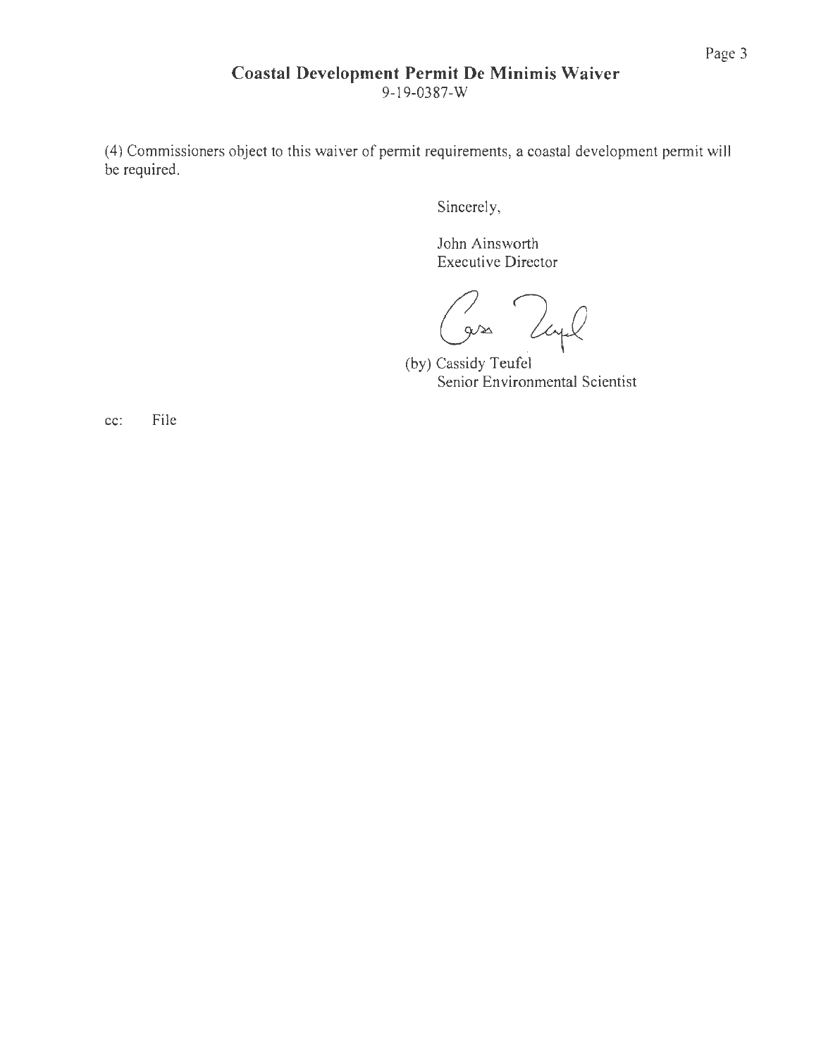## Coastal Development Permit De Minimis Waiver

9-19-0387-W

(4) Commissioners object to this waiver of permit requirements, a coastal development permit will be required.

Sincerely,

John Ainsworth
Executive Director

(by) Cassidy Teufel
Senior Environmental Scientist

cc: File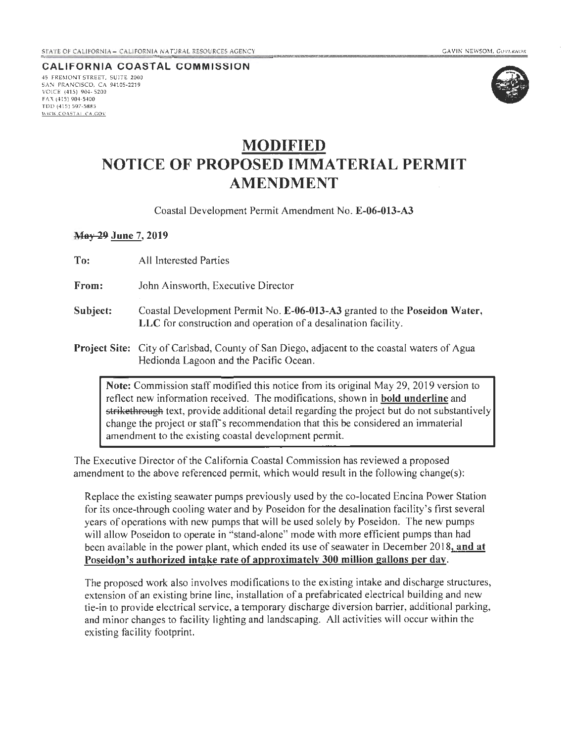STATE OF CALIFORNIA – CALIFORNIA NATURAL RESOURCES AGENCY GAVIN NEWSOM, *Governor*

**CALIFORNIA COASTAL COMMISSION**
45 FREMONT STREET, SUITE 2000
SAN FRANCISCO, CA 94105-2219
VOICE (415) 904-5200
FAX (415) 904-5400
TDD (415) 597-5885
WWW.COASTAL.CA.GOV

# MODIFIED
# NOTICE OF PROPOSED IMMATERIAL PERMIT AMENDMENT

Coastal Development Permit Amendment No. **E-06-013-A3**

**~~May 29~~ June 7, 2019**

**To:** All Interested Parties

**From:** John Ainsworth, Executive Director

**Subject:** Coastal Development Permit No. **E-06-013-A3** granted to the **Poseidon Water, LLC** for construction and operation of a desalination facility.

**Project Site:** City of Carlsbad, County of San Diego, adjacent to the coastal waters of Agua Hedionda Lagoon and the Pacific Ocean.

> **Note:** Commission staff modified this notice from its original May 29, 2019 version to reflect new information received. The modifications, shown in **bold underline** and ~~strikethrough~~ text, provide additional detail regarding the project but do not substantively change the project or staff's recommendation that this be considered an immaterial amendment to the existing coastal development permit.

The Executive Director of the California Coastal Commission has reviewed a proposed amendment to the above referenced permit, which would result in the following change(s):

Replace the existing seawater pumps previously used by the co-located Encina Power Station for its once-through cooling water and by Poseidon for the desalination facility's first several years of operations with new pumps that will be used solely by Poseidon. The new pumps will allow Poseidon to operate in "stand-alone" mode with more efficient pumps than had been available in the power plant, which ended its use of seawater in December 2018**, and at Poseidon's authorized intake rate of approximately 300 million gallons per day**.

The proposed work also involves modifications to the existing intake and discharge structures, extension of an existing brine line, installation of a prefabricated electrical building and new tie-in to provide electrical service, a temporary discharge diversion barrier, additional parking, and minor changes to facility lighting and landscaping. All activities will occur within the existing facility footprint.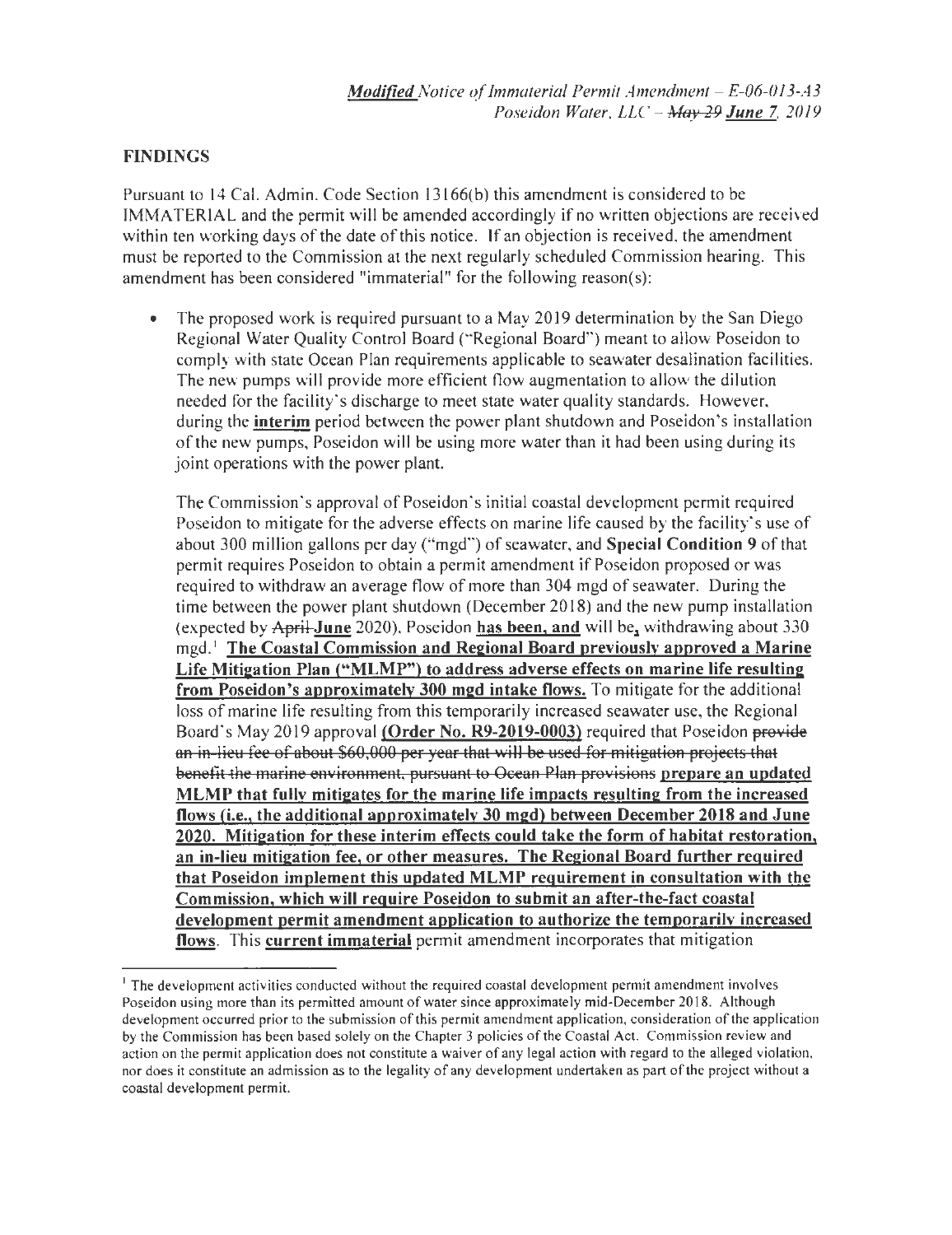## FINDINGS

Pursuant to 14 Cal. Admin. Code Section 13166(b) this amendment is considered to be IMMATERIAL and the permit will be amended accordingly if no written objections are received within ten working days of the date of this notice. If an objection is received, the amendment must be reported to the Commission at the next regularly scheduled Commission hearing. This amendment has been considered "immaterial" for the following reason(s):

- The proposed work is required pursuant to a May 2019 determination by the San Diego Regional Water Quality Control Board ("Regional Board") meant to allow Poseidon to comply with state Ocean Plan requirements applicable to seawater desalination facilities. The new pumps will provide more efficient flow augmentation to allow the dilution needed for the facility's discharge to meet state water quality standards. However, during the **interim** period between the power plant shutdown and Poseidon's installation of the new pumps, Poseidon will be using more water than it had been using during its joint operations with the power plant.

  The Commission's approval of Poseidon's initial coastal development permit required Poseidon to mitigate for the adverse effects on marine life caused by the facility's use of about 300 million gallons per day ("mgd") of seawater, and **Special Condition 9** of that permit requires Poseidon to obtain a permit amendment if Poseidon proposed or was required to withdraw an average flow of more than 304 mgd of seawater. During the time between the power plant shutdown (December 2018) and the new pump installation (expected by ~~April~~ **June** 2020), Poseidon **has been, and** will be**,** withdrawing about 330 mgd.[1] **The Coastal Commission and Regional Board previously approved a Marine Life Mitigation Plan ("MLMP") to address adverse effects on marine life resulting from Poseidon's approximately 300 mgd intake flows.** To mitigate for the additional loss of marine life resulting from this temporarily increased seawater use, the Regional Board's May 2019 approval **(Order No. R9-2019-0003)** required that Poseidon ~~provide an in-lieu fee of about $60,000 per year that will be used for mitigation projects that benefit the marine environment, pursuant to Ocean Plan provisions~~ **prepare an updated MLMP that fully mitigates for the marine life impacts resulting from the increased flows (i.e., the additional approximately 30 mgd) between December 2018 and June 2020. Mitigation for these interim effects could take the form of habitat restoration, an in-lieu mitigation fee, or other measures. The Regional Board further required that Poseidon implement this updated MLMP requirement in consultation with the Commission, which will require Poseidon to submit an after-the-fact coastal development permit amendment application to authorize the temporarily increased flows.** This **current immaterial** permit amendment incorporates that mitigation

---

[1] The development activities conducted without the required coastal development permit amendment involves Poseidon using more than its permitted amount of water since approximately mid-December 2018. Although development occurred prior to the submission of this permit amendment application, consideration of the application by the Commission has been based solely on the Chapter 3 policies of the Coastal Act. Commission review and action on the permit application does not constitute a waiver of any legal action with regard to the alleged violation, nor does it constitute an admission as to the legality of any development undertaken as part of the project without a coastal development permit.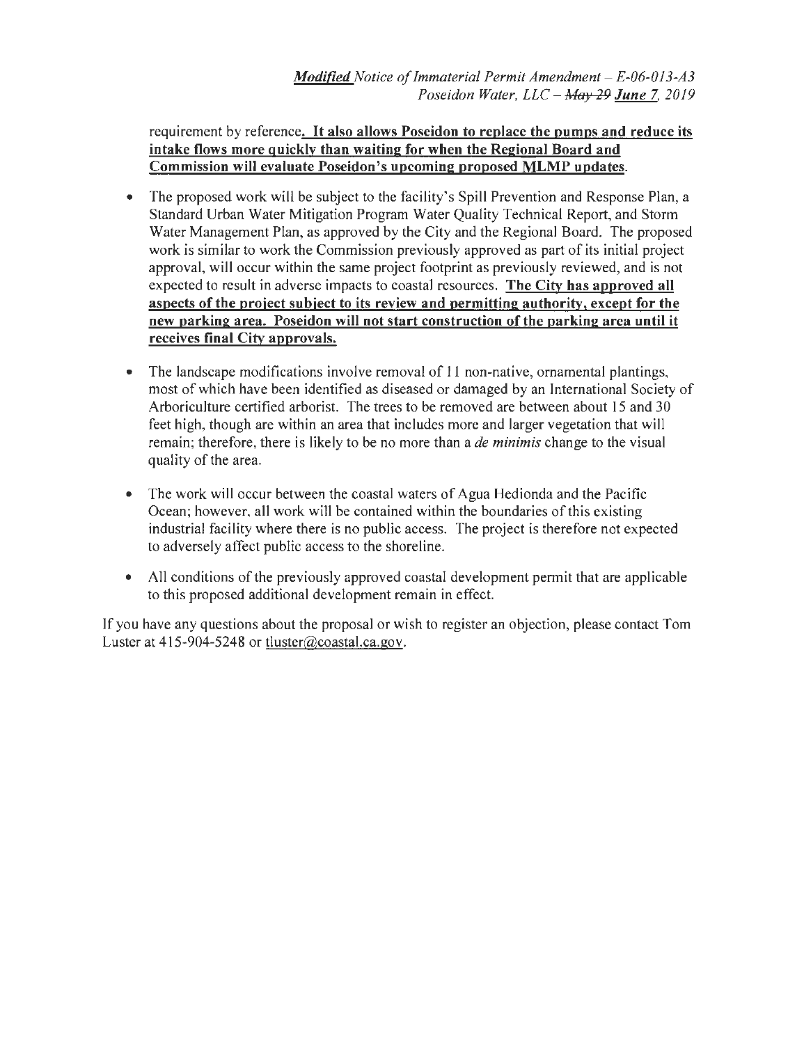requirement by reference**. It also allows Poseidon to replace the pumps and reduce its intake flows more quickly than waiting for when the Regional Board and Commission will evaluate Poseidon's upcoming proposed MLMP updates**.

- The proposed work will be subject to the facility's Spill Prevention and Response Plan, a Standard Urban Water Mitigation Program Water Quality Technical Report, and Storm Water Management Plan, as approved by the City and the Regional Board. The proposed work is similar to work the Commission previously approved as part of its initial project approval, will occur within the same project footprint as previously reviewed, and is not expected to result in adverse impacts to coastal resources. **The City has approved all aspects of the project subject to its review and permitting authority, except for the new parking area. Poseidon will not start construction of the parking area until it receives final City approvals.**

- The landscape modifications involve removal of 11 non-native, ornamental plantings, most of which have been identified as diseased or damaged by an International Society of Arboriculture certified arborist. The trees to be removed are between about 15 and 30 feet high, though are within an area that includes more and larger vegetation that will remain; therefore, there is likely to be no more than a *de minimis* change to the visual quality of the area.

- The work will occur between the coastal waters of Agua Hedionda and the Pacific Ocean; however, all work will be contained within the boundaries of this existing industrial facility where there is no public access. The project is therefore not expected to adversely affect public access to the shoreline.

- All conditions of the previously approved coastal development permit that are applicable to this proposed additional development remain in effect.

If you have any questions about the proposal or wish to register an objection, please contact Tom Luster at 415-904-5248 or tluster@coastal.ca.gov.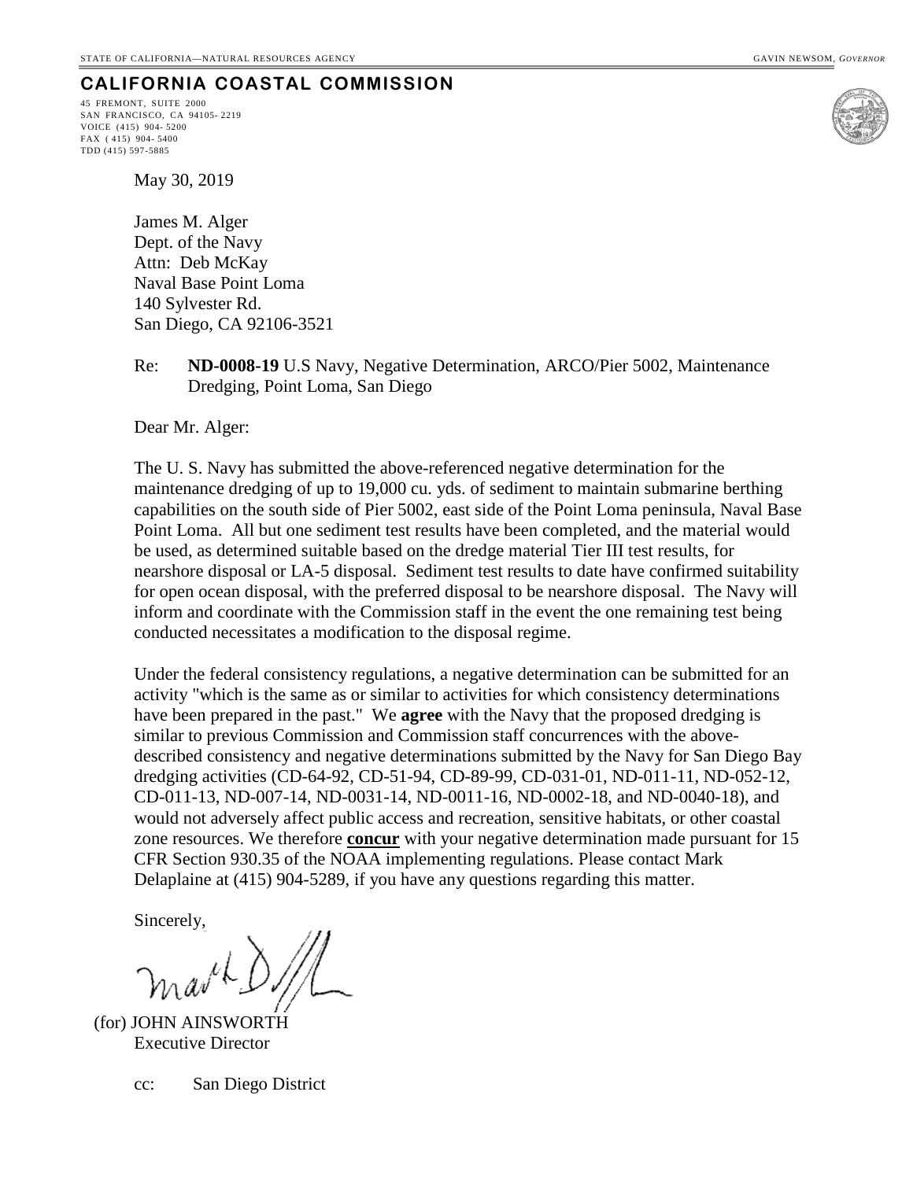STATE OF CALIFORNIA—NATURAL RESOURCES AGENCY GAVIN NEWSOM, *GOVERNOR*

**CALIFORNIA COASTAL COMMISSION**

45 FREMONT, SUITE 2000
SAN FRANCISCO, CA 94105- 2219
VOICE (415) 904- 5200
FAX ( 415) 904- 5400
TDD (415) 597-5885

May 30, 2019

James M. Alger
Dept. of the Navy
Attn: Deb McKay
Naval Base Point Loma
140 Sylvester Rd.
San Diego, CA 92106-3521

Re: **ND-0008-19** U.S Navy, Negative Determination, ARCO/Pier 5002, Maintenance Dredging, Point Loma, San Diego

Dear Mr. Alger:

The U. S. Navy has submitted the above-referenced negative determination for the maintenance dredging of up to 19,000 cu. yds. of sediment to maintain submarine berthing capabilities on the south side of Pier 5002, east side of the Point Loma peninsula, Naval Base Point Loma. All but one sediment test results have been completed, and the material would be used, as determined suitable based on the dredge material Tier III test results, for nearshore disposal or LA-5 disposal. Sediment test results to date have confirmed suitability for open ocean disposal, with the preferred disposal to be nearshore disposal. The Navy will inform and coordinate with the Commission staff in the event the one remaining test being conducted necessitates a modification to the disposal regime.

Under the federal consistency regulations, a negative determination can be submitted for an activity "which is the same as or similar to activities for which consistency determinations have been prepared in the past." We **agree** with the Navy that the proposed dredging is similar to previous Commission and Commission staff concurrences with the above-described consistency and negative determinations submitted by the Navy for San Diego Bay dredging activities (CD-64-92, CD-51-94, CD-89-99, CD-031-01, ND-011-11, ND-052-12, CD-011-13, ND-007-14, ND-0031-14, ND-0011-16, ND-0002-18, and ND-0040-18), and would not adversely affect public access and recreation, sensitive habitats, or other coastal zone resources. We therefore **concur** with your negative determination made pursuant for 15 CFR Section 930.35 of the NOAA implementing regulations. Please contact Mark Delaplaine at (415) 904-5289, if you have any questions regarding this matter.

Sincerely,

(for) JOHN AINSWORTH
Executive Director

cc: San Diego District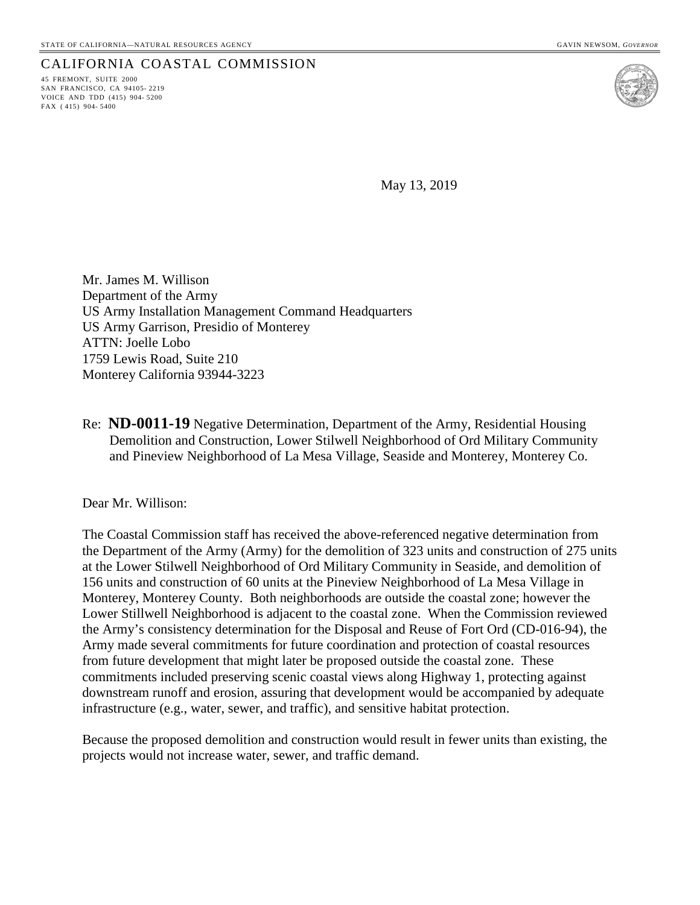STATE OF CALIFORNIA—NATURAL RESOURCES AGENCY GAVIN NEWSOM, *GOVERNOR*

CALIFORNIA COASTAL COMMISSION
45 FREMONT, SUITE 2000
SAN FRANCISCO, CA 94105-2219
VOICE AND TDD (415) 904-5200
FAX (415) 904-5400

May 13, 2019

Mr. James M. Willison
Department of the Army
US Army Installation Management Command Headquarters
US Army Garrison, Presidio of Monterey
ATTN: Joelle Lobo
1759 Lewis Road, Suite 210
Monterey California 93944-3223

Re: **ND-0011-19** Negative Determination, Department of the Army, Residential Housing Demolition and Construction, Lower Stilwell Neighborhood of Ord Military Community and Pineview Neighborhood of La Mesa Village, Seaside and Monterey, Monterey Co.

Dear Mr. Willison:

The Coastal Commission staff has received the above-referenced negative determination from the Department of the Army (Army) for the demolition of 323 units and construction of 275 units at the Lower Stilwell Neighborhood of Ord Military Community in Seaside, and demolition of 156 units and construction of 60 units at the Pineview Neighborhood of La Mesa Village in Monterey, Monterey County. Both neighborhoods are outside the coastal zone; however the Lower Stillwell Neighborhood is adjacent to the coastal zone. When the Commission reviewed the Army's consistency determination for the Disposal and Reuse of Fort Ord (CD-016-94), the Army made several commitments for future coordination and protection of coastal resources from future development that might later be proposed outside the coastal zone. These commitments included preserving scenic coastal views along Highway 1, protecting against downstream runoff and erosion, assuring that development would be accompanied by adequate infrastructure (e.g., water, sewer, and traffic), and sensitive habitat protection.

Because the proposed demolition and construction would result in fewer units than existing, the projects would not increase water, sewer, and traffic demand.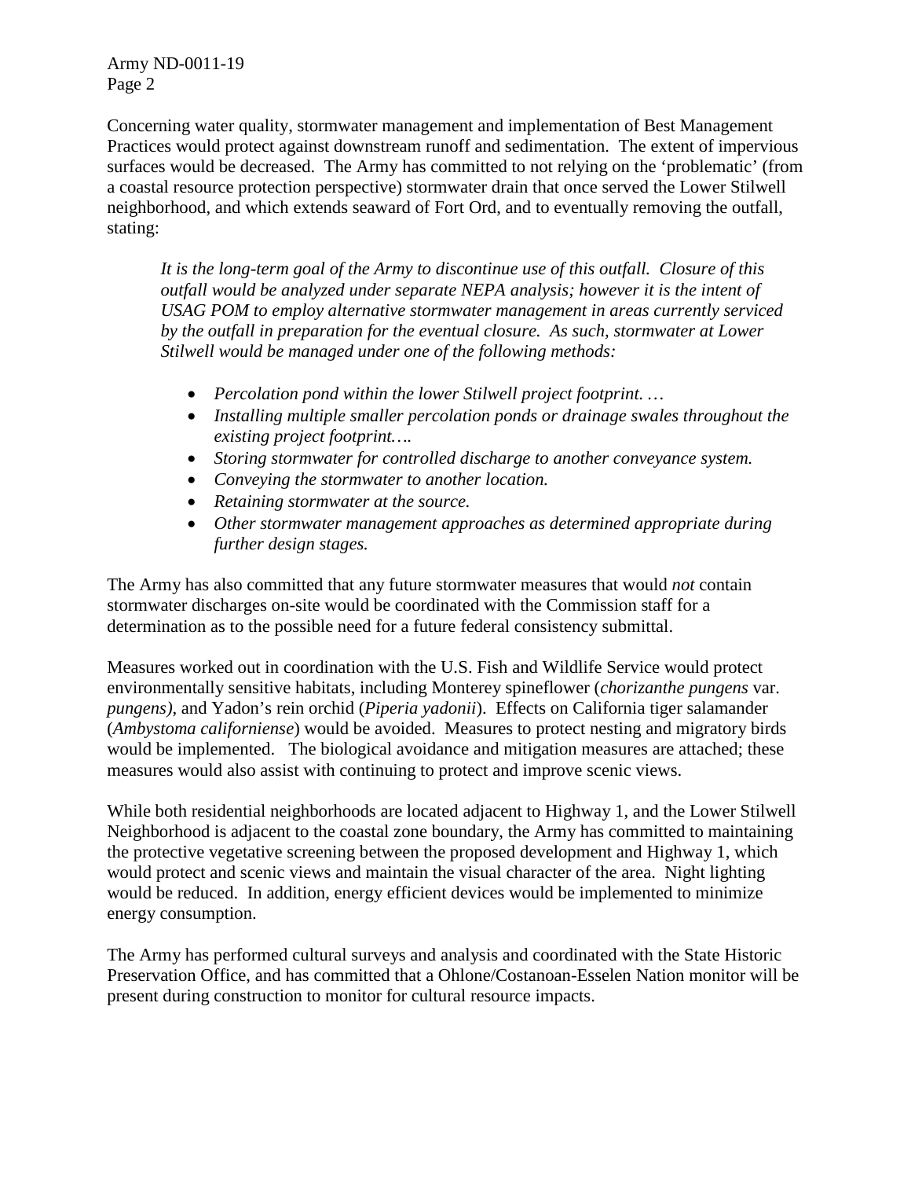Concerning water quality, stormwater management and implementation of Best Management Practices would protect against downstream runoff and sedimentation. The extent of impervious surfaces would be decreased. The Army has committed to not relying on the 'problematic' (from a coastal resource protection perspective) stormwater drain that once served the Lower Stilwell neighborhood, and which extends seaward of Fort Ord, and to eventually removing the outfall, stating:

> *It is the long-term goal of the Army to discontinue use of this outfall. Closure of this outfall would be analyzed under separate NEPA analysis; however it is the intent of USAG POM to employ alternative stormwater management in areas currently serviced by the outfall in preparation for the eventual closure. As such, stormwater at Lower Stilwell would be managed under one of the following methods:*
>
> - *Percolation pond within the lower Stilwell project footprint. …*
> - *Installing multiple smaller percolation ponds or drainage swales throughout the existing project footprint….*
> - *Storing stormwater for controlled discharge to another conveyance system.*
> - *Conveying the stormwater to another location.*
> - *Retaining stormwater at the source.*
> - *Other stormwater management approaches as determined appropriate during further design stages.*

The Army has also committed that any future stormwater measures that would *not* contain stormwater discharges on-site would be coordinated with the Commission staff for a determination as to the possible need for a future federal consistency submittal.

Measures worked out in coordination with the U.S. Fish and Wildlife Service would protect environmentally sensitive habitats, including Monterey spineflower (*chorizanthe pungens* var. *pungens)*, and Yadon's rein orchid (*Piperia yadonii*). Effects on California tiger salamander (*Ambystoma californiense*) would be avoided. Measures to protect nesting and migratory birds would be implemented. The biological avoidance and mitigation measures are attached; these measures would also assist with continuing to protect and improve scenic views.

While both residential neighborhoods are located adjacent to Highway 1, and the Lower Stilwell Neighborhood is adjacent to the coastal zone boundary, the Army has committed to maintaining the protective vegetative screening between the proposed development and Highway 1, which would protect and scenic views and maintain the visual character of the area. Night lighting would be reduced. In addition, energy efficient devices would be implemented to minimize energy consumption.

The Army has performed cultural surveys and analysis and coordinated with the State Historic Preservation Office, and has committed that a Ohlone/Costanoan-Esselen Nation monitor will be present during construction to monitor for cultural resource impacts.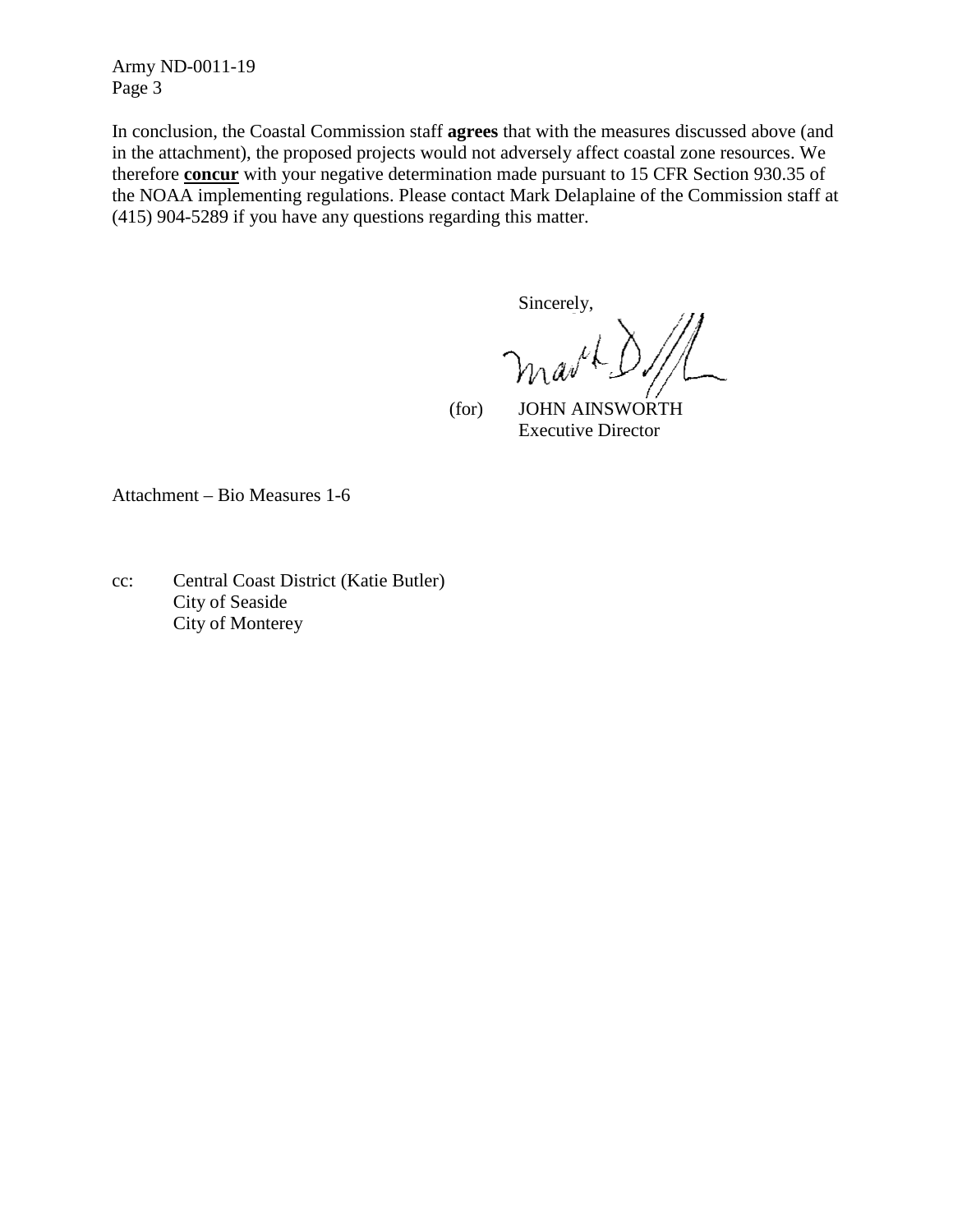In conclusion, the Coastal Commission staff **agrees** that with the measures discussed above (and in the attachment), the proposed projects would not adversely affect coastal zone resources. We therefore **concur** with your negative determination made pursuant to 15 CFR Section 930.35 of the NOAA implementing regulations. Please contact Mark Delaplaine of the Commission staff at (415) 904-5289 if you have any questions regarding this matter.

Sincerely,

(for) JOHN AINSWORTH
Executive Director

Attachment – Bio Measures 1-6

cc: Central Coast District (Katie Butler)
City of Seaside
City of Monterey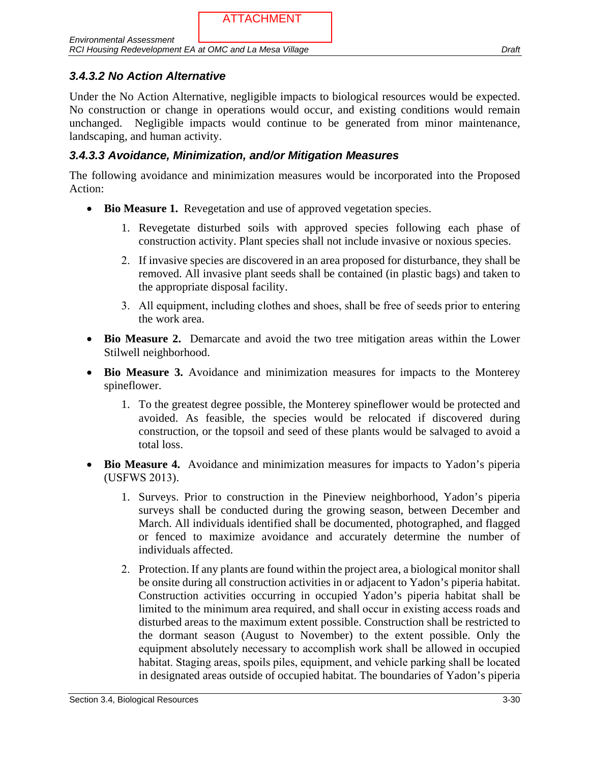### *3.4.3.2 No Action Alternative*

Under the No Action Alternative, negligible impacts to biological resources would be expected. No construction or change in operations would occur, and existing conditions would remain unchanged. Negligible impacts would continue to be generated from minor maintenance, landscaping, and human activity.

### *3.4.3.3 Avoidance, Minimization, and/or Mitigation Measures*

The following avoidance and minimization measures would be incorporated into the Proposed Action:

- **Bio Measure 1.** Revegetation and use of approved vegetation species.
    1. Revegetate disturbed soils with approved species following each phase of construction activity. Plant species shall not include invasive or noxious species.
    2. If invasive species are discovered in an area proposed for disturbance, they shall be removed. All invasive plant seeds shall be contained (in plastic bags) and taken to the appropriate disposal facility.
    3. All equipment, including clothes and shoes, shall be free of seeds prior to entering the work area.
- **Bio Measure 2.** Demarcate and avoid the two tree mitigation areas within the Lower Stilwell neighborhood.
- **Bio Measure 3.** Avoidance and minimization measures for impacts to the Monterey spineflower.
    1. To the greatest degree possible, the Monterey spineflower would be protected and avoided. As feasible, the species would be relocated if discovered during construction, or the topsoil and seed of these plants would be salvaged to avoid a total loss.
- **Bio Measure 4.** Avoidance and minimization measures for impacts to Yadon's piperia (USFWS 2013).
    1. Surveys. Prior to construction in the Pineview neighborhood, Yadon's piperia surveys shall be conducted during the growing season, between December and March. All individuals identified shall be documented, photographed, and flagged or fenced to maximize avoidance and accurately determine the number of individuals affected.
    2. Protection. If any plants are found within the project area, a biological monitor shall be onsite during all construction activities in or adjacent to Yadon's piperia habitat. Construction activities occurring in occupied Yadon's piperia habitat shall be limited to the minimum area required, and shall occur in existing access roads and disturbed areas to the maximum extent possible. Construction shall be restricted to the dormant season (August to November) to the extent possible. Only the equipment absolutely necessary to accomplish work shall be allowed in occupied habitat. Staging areas, spoils piles, equipment, and vehicle parking shall be located in designated areas outside of occupied habitat. The boundaries of Yadon's piperia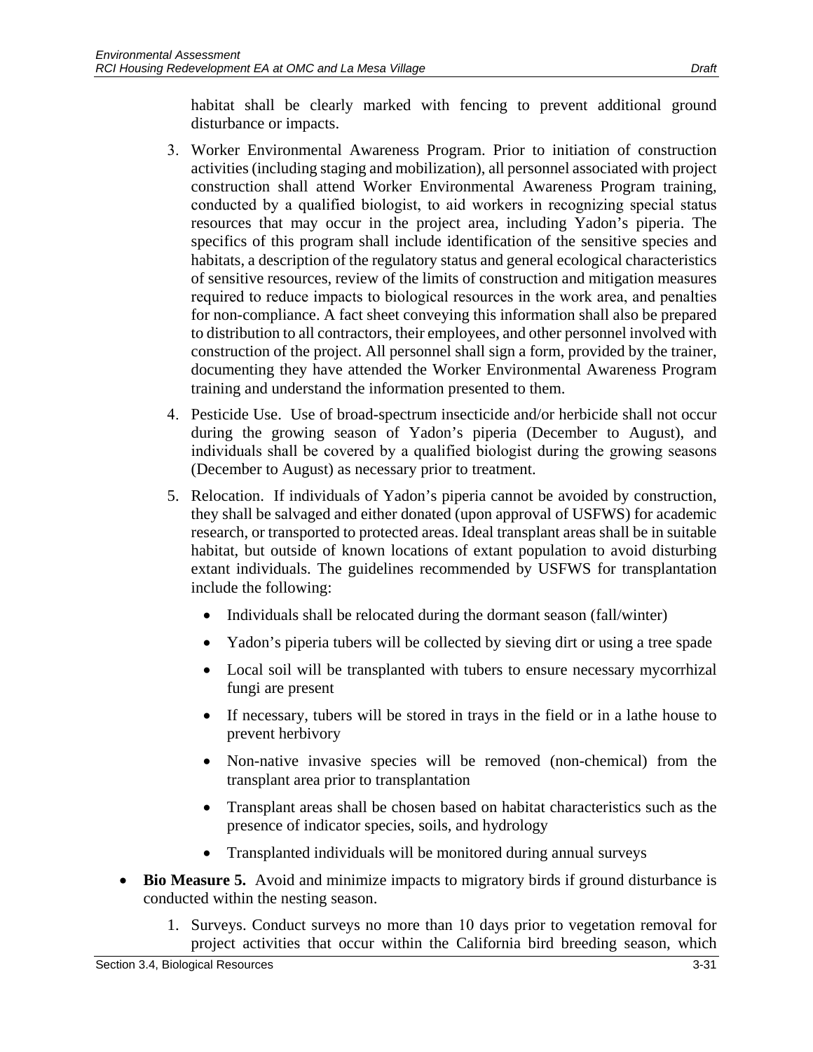habitat shall be clearly marked with fencing to prevent additional ground disturbance or impacts.

3. Worker Environmental Awareness Program. Prior to initiation of construction activities (including staging and mobilization), all personnel associated with project construction shall attend Worker Environmental Awareness Program training, conducted by a qualified biologist, to aid workers in recognizing special status resources that may occur in the project area, including Yadon's piperia. The specifics of this program shall include identification of the sensitive species and habitats, a description of the regulatory status and general ecological characteristics of sensitive resources, review of the limits of construction and mitigation measures required to reduce impacts to biological resources in the work area, and penalties for non-compliance. A fact sheet conveying this information shall also be prepared to distribution to all contractors, their employees, and other personnel involved with construction of the project. All personnel shall sign a form, provided by the trainer, documenting they have attended the Worker Environmental Awareness Program training and understand the information presented to them.
4. Pesticide Use. Use of broad-spectrum insecticide and/or herbicide shall not occur during the growing season of Yadon's piperia (December to August), and individuals shall be covered by a qualified biologist during the growing seasons (December to August) as necessary prior to treatment.
5. Relocation. If individuals of Yadon's piperia cannot be avoided by construction, they shall be salvaged and either donated (upon approval of USFWS) for academic research, or transported to protected areas. Ideal transplant areas shall be in suitable habitat, but outside of known locations of extant population to avoid disturbing extant individuals. The guidelines recommended by USFWS for transplantation include the following:
    - Individuals shall be relocated during the dormant season (fall/winter)
    - Yadon's piperia tubers will be collected by sieving dirt or using a tree spade
    - Local soil will be transplanted with tubers to ensure necessary mycorrhizal fungi are present
    - If necessary, tubers will be stored in trays in the field or in a lathe house to prevent herbivory
    - Non-native invasive species will be removed (non-chemical) from the transplant area prior to transplantation
    - Transplant areas shall be chosen based on habitat characteristics such as the presence of indicator species, soils, and hydrology
    - Transplanted individuals will be monitored during annual surveys

- **Bio Measure 5.** Avoid and minimize impacts to migratory birds if ground disturbance is conducted within the nesting season.
    1. Surveys. Conduct surveys no more than 10 days prior to vegetation removal for project activities that occur within the California bird breeding season, which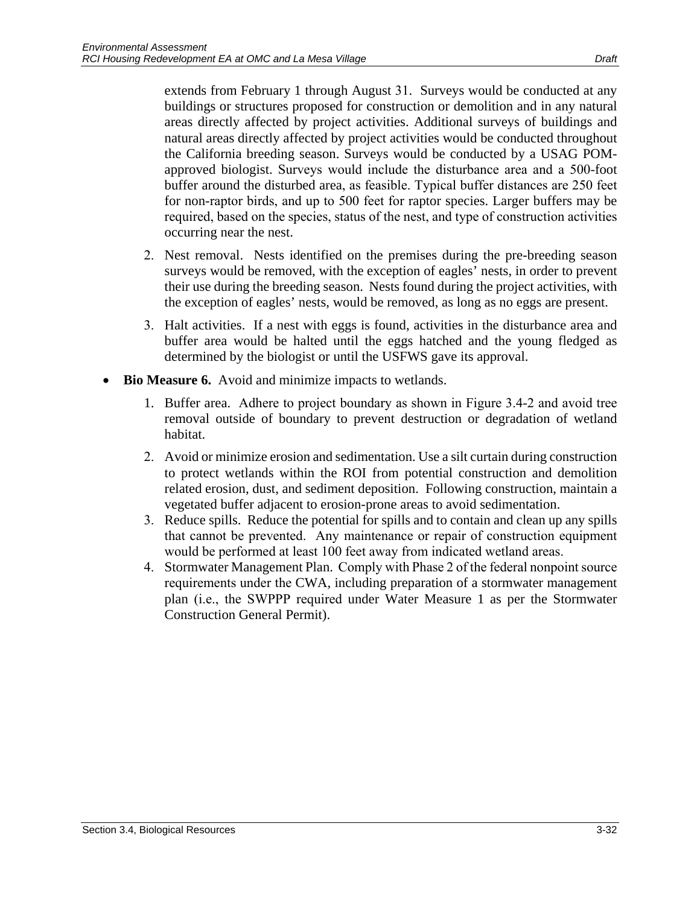extends from February 1 through August 31. Surveys would be conducted at any buildings or structures proposed for construction or demolition and in any natural areas directly affected by project activities. Additional surveys of buildings and natural areas directly affected by project activities would be conducted throughout the California breeding season. Surveys would be conducted by a USAG POM-approved biologist. Surveys would include the disturbance area and a 500-foot buffer around the disturbed area, as feasible. Typical buffer distances are 250 feet for non-raptor birds, and up to 500 feet for raptor species. Larger buffers may be required, based on the species, status of the nest, and type of construction activities occurring near the nest.

2. Nest removal. Nests identified on the premises during the pre-breeding season surveys would be removed, with the exception of eagles' nests, in order to prevent their use during the breeding season. Nests found during the project activities, with the exception of eagles' nests, would be removed, as long as no eggs are present.
3. Halt activities. If a nest with eggs is found, activities in the disturbance area and buffer area would be halted until the eggs hatched and the young fledged as determined by the biologist or until the USFWS gave its approval.

- **Bio Measure 6.** Avoid and minimize impacts to wetlands.
  1. Buffer area. Adhere to project boundary as shown in Figure 3.4-2 and avoid tree removal outside of boundary to prevent destruction or degradation of wetland habitat.
  2. Avoid or minimize erosion and sedimentation. Use a silt curtain during construction to protect wetlands within the ROI from potential construction and demolition related erosion, dust, and sediment deposition. Following construction, maintain a vegetated buffer adjacent to erosion-prone areas to avoid sedimentation.
  3. Reduce spills. Reduce the potential for spills and to contain and clean up any spills that cannot be prevented. Any maintenance or repair of construction equipment would be performed at least 100 feet away from indicated wetland areas.
  4. Stormwater Management Plan. Comply with Phase 2 of the federal nonpoint source requirements under the CWA, including preparation of a stormwater management plan (i.e., the SWPPP required under Water Measure 1 as per the Stormwater Construction General Permit).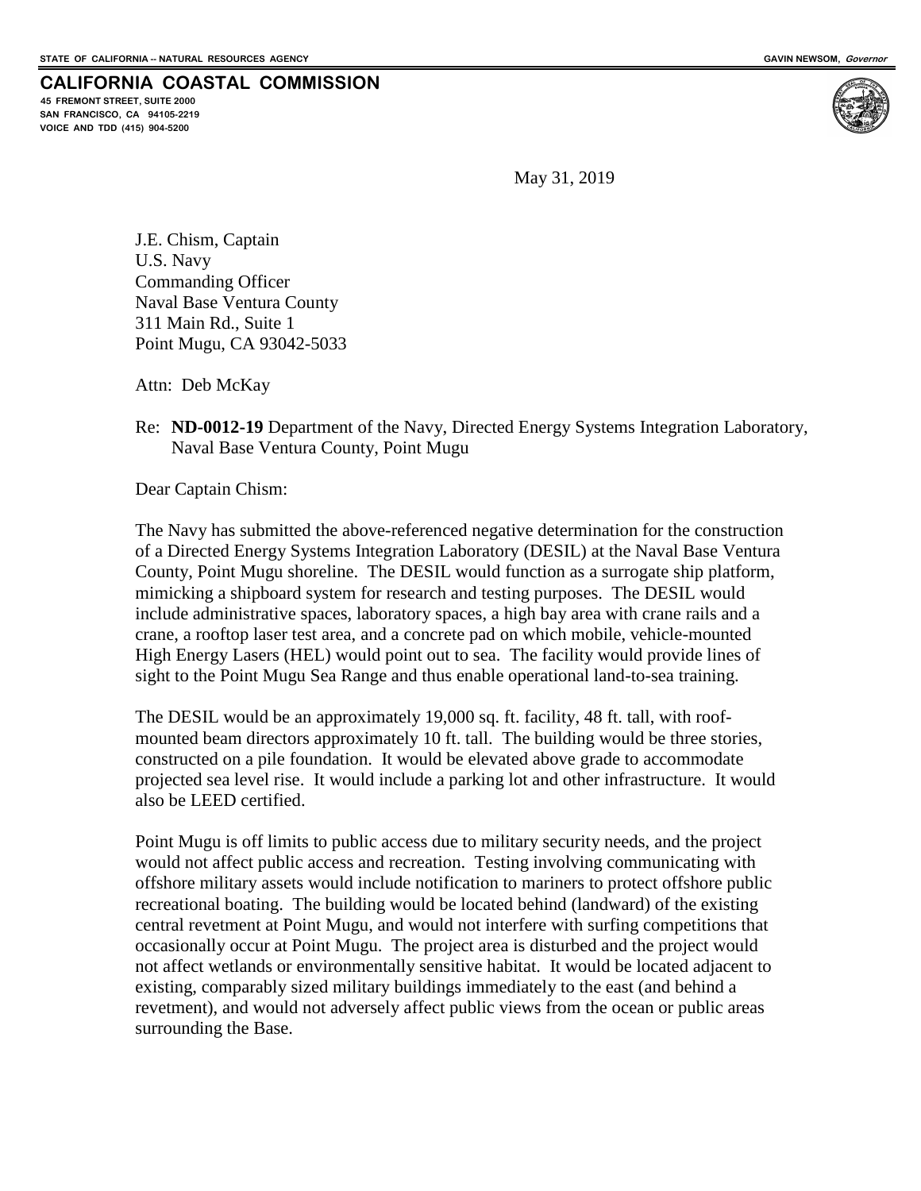STATE OF CALIFORNIA -- NATURAL RESOURCES AGENCY GAVIN NEWSOM, *Governor*

**CALIFORNIA COASTAL COMMISSION**
45 FREMONT STREET, SUITE 2000
SAN FRANCISCO, CA 94105-2219
VOICE AND TDD (415) 904-5200

May 31, 2019

J.E. Chism, Captain
U.S. Navy
Commanding Officer
Naval Base Ventura County
311 Main Rd., Suite 1
Point Mugu, CA 93042-5033

Attn: Deb McKay

Re: **ND-0012-19** Department of the Navy, Directed Energy Systems Integration Laboratory, Naval Base Ventura County, Point Mugu

Dear Captain Chism:

The Navy has submitted the above-referenced negative determination for the construction of a Directed Energy Systems Integration Laboratory (DESIL) at the Naval Base Ventura County, Point Mugu shoreline. The DESIL would function as a surrogate ship platform, mimicking a shipboard system for research and testing purposes. The DESIL would include administrative spaces, laboratory spaces, a high bay area with crane rails and a crane, a rooftop laser test area, and a concrete pad on which mobile, vehicle-mounted High Energy Lasers (HEL) would point out to sea. The facility would provide lines of sight to the Point Mugu Sea Range and thus enable operational land-to-sea training.

The DESIL would be an approximately 19,000 sq. ft. facility, 48 ft. tall, with roof-mounted beam directors approximately 10 ft. tall. The building would be three stories, constructed on a pile foundation. It would be elevated above grade to accommodate projected sea level rise. It would include a parking lot and other infrastructure. It would also be LEED certified.

Point Mugu is off limits to public access due to military security needs, and the project would not affect public access and recreation. Testing involving communicating with offshore military assets would include notification to mariners to protect offshore public recreational boating. The building would be located behind (landward) of the existing central revetment at Point Mugu, and would not interfere with surfing competitions that occasionally occur at Point Mugu. The project area is disturbed and the project would not affect wetlands or environmentally sensitive habitat. It would be located adjacent to existing, comparably sized military buildings immediately to the east (and behind a revetment), and would not adversely affect public views from the ocean or public areas surrounding the Base.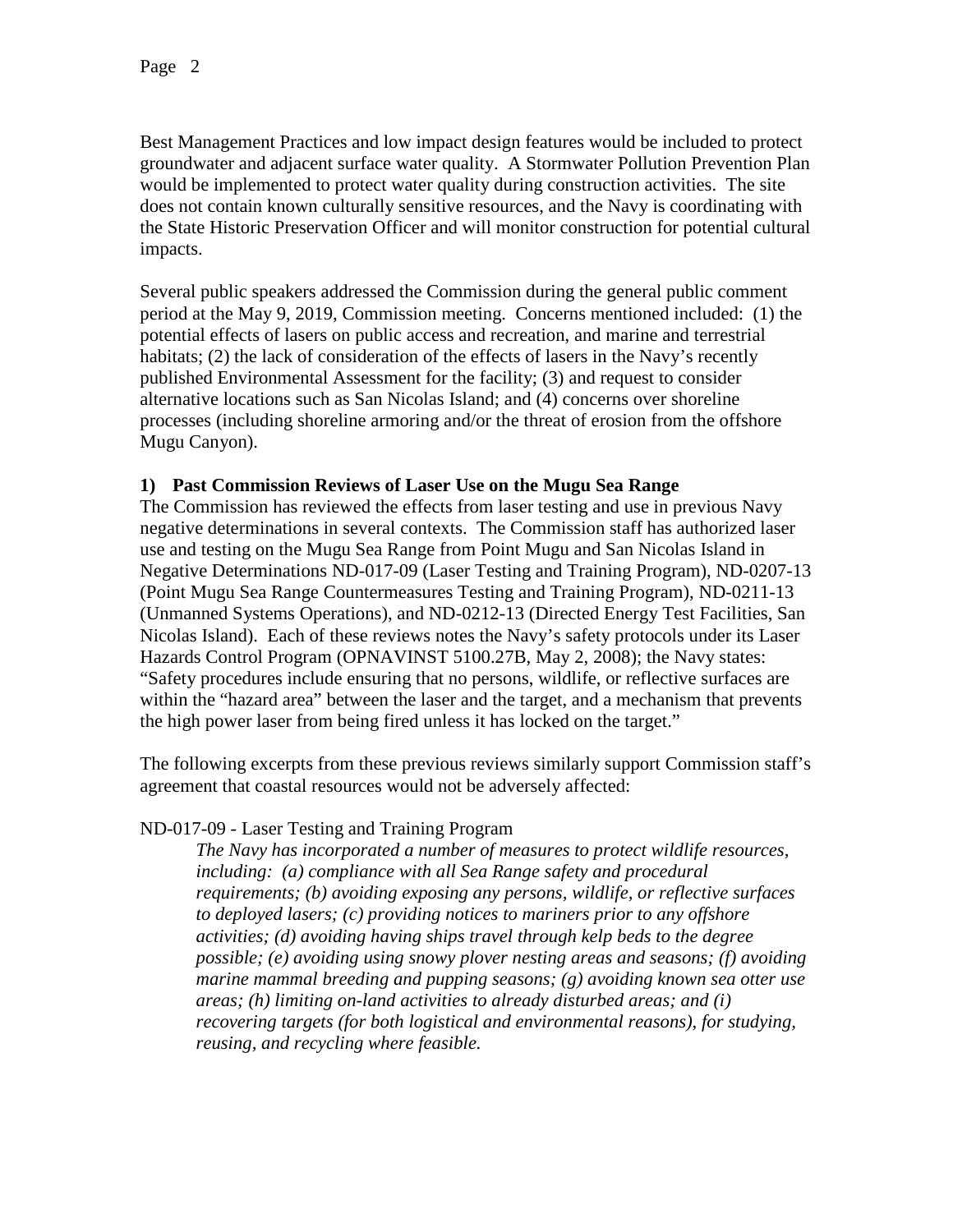Best Management Practices and low impact design features would be included to protect groundwater and adjacent surface water quality. A Stormwater Pollution Prevention Plan would be implemented to protect water quality during construction activities. The site does not contain known culturally sensitive resources, and the Navy is coordinating with the State Historic Preservation Officer and will monitor construction for potential cultural impacts.

Several public speakers addressed the Commission during the general public comment period at the May 9, 2019, Commission meeting. Concerns mentioned included: (1) the potential effects of lasers on public access and recreation, and marine and terrestrial habitats; (2) the lack of consideration of the effects of lasers in the Navy's recently published Environmental Assessment for the facility; (3) and request to consider alternative locations such as San Nicolas Island; and (4) concerns over shoreline processes (including shoreline armoring and/or the threat of erosion from the offshore Mugu Canyon).

**1) Past Commission Reviews of Laser Use on the Mugu Sea Range**

The Commission has reviewed the effects from laser testing and use in previous Navy negative determinations in several contexts. The Commission staff has authorized laser use and testing on the Mugu Sea Range from Point Mugu and San Nicolas Island in Negative Determinations ND-017-09 (Laser Testing and Training Program), ND-0207-13 (Point Mugu Sea Range Countermeasures Testing and Training Program), ND-0211-13 (Unmanned Systems Operations), and ND-0212-13 (Directed Energy Test Facilities, San Nicolas Island). Each of these reviews notes the Navy's safety protocols under its Laser Hazards Control Program (OPNAVINST 5100.27B, May 2, 2008); the Navy states: "Safety procedures include ensuring that no persons, wildlife, or reflective surfaces are within the "hazard area" between the laser and the target, and a mechanism that prevents the high power laser from being fired unless it has locked on the target."

The following excerpts from these previous reviews similarly support Commission staff's agreement that coastal resources would not be adversely affected:

ND-017-09 - Laser Testing and Training Program

> *The Navy has incorporated a number of measures to protect wildlife resources, including: (a) compliance with all Sea Range safety and procedural requirements; (b) avoiding exposing any persons, wildlife, or reflective surfaces to deployed lasers; (c) providing notices to mariners prior to any offshore activities; (d) avoiding having ships travel through kelp beds to the degree possible; (e) avoiding using snowy plover nesting areas and seasons; (f) avoiding marine mammal breeding and pupping seasons; (g) avoiding known sea otter use areas; (h) limiting on-land activities to already disturbed areas; and (i) recovering targets (for both logistical and environmental reasons), for studying, reusing, and recycling where feasible.*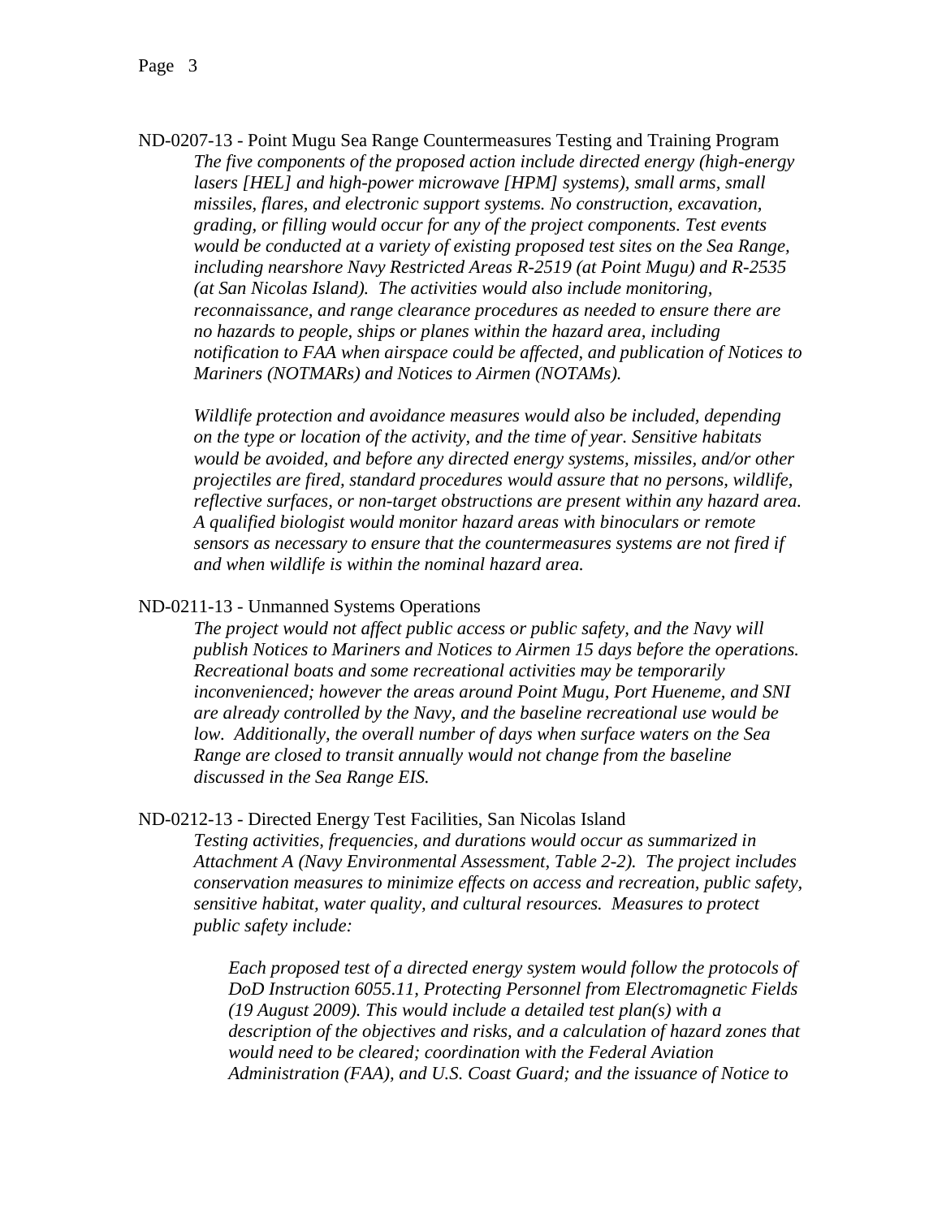ND-0207-13 - Point Mugu Sea Range Countermeasures Testing and Training Program

*The five components of the proposed action include directed energy (high-energy lasers [HEL] and high-power microwave [HPM] systems), small arms, small missiles, flares, and electronic support systems. No construction, excavation, grading, or filling would occur for any of the project components. Test events would be conducted at a variety of existing proposed test sites on the Sea Range, including nearshore Navy Restricted Areas R-2519 (at Point Mugu) and R-2535 (at San Nicolas Island). The activities would also include monitoring, reconnaissance, and range clearance procedures as needed to ensure there are no hazards to people, ships or planes within the hazard area, including notification to FAA when airspace could be affected, and publication of Notices to Mariners (NOTMARs) and Notices to Airmen (NOTAMs).*

*Wildlife protection and avoidance measures would also be included, depending on the type or location of the activity, and the time of year. Sensitive habitats would be avoided, and before any directed energy systems, missiles, and/or other projectiles are fired, standard procedures would assure that no persons, wildlife, reflective surfaces, or non-target obstructions are present within any hazard area. A qualified biologist would monitor hazard areas with binoculars or remote sensors as necessary to ensure that the countermeasures systems are not fired if and when wildlife is within the nominal hazard area.*

ND-0211-13 - Unmanned Systems Operations

*The project would not affect public access or public safety, and the Navy will publish Notices to Mariners and Notices to Airmen 15 days before the operations. Recreational boats and some recreational activities may be temporarily inconvenienced; however the areas around Point Mugu, Port Hueneme, and SNI are already controlled by the Navy, and the baseline recreational use would be low. Additionally, the overall number of days when surface waters on the Sea Range are closed to transit annually would not change from the baseline discussed in the Sea Range EIS.*

ND-0212-13 - Directed Energy Test Facilities, San Nicolas Island

*Testing activities, frequencies, and durations would occur as summarized in Attachment A (Navy Environmental Assessment, Table 2-2). The project includes conservation measures to minimize effects on access and recreation, public safety, sensitive habitat, water quality, and cultural resources. Measures to protect public safety include:*

> *Each proposed test of a directed energy system would follow the protocols of DoD Instruction 6055.11, Protecting Personnel from Electromagnetic Fields (19 August 2009). This would include a detailed test plan(s) with a description of the objectives and risks, and a calculation of hazard zones that would need to be cleared; coordination with the Federal Aviation Administration (FAA), and U.S. Coast Guard; and the issuance of Notice to*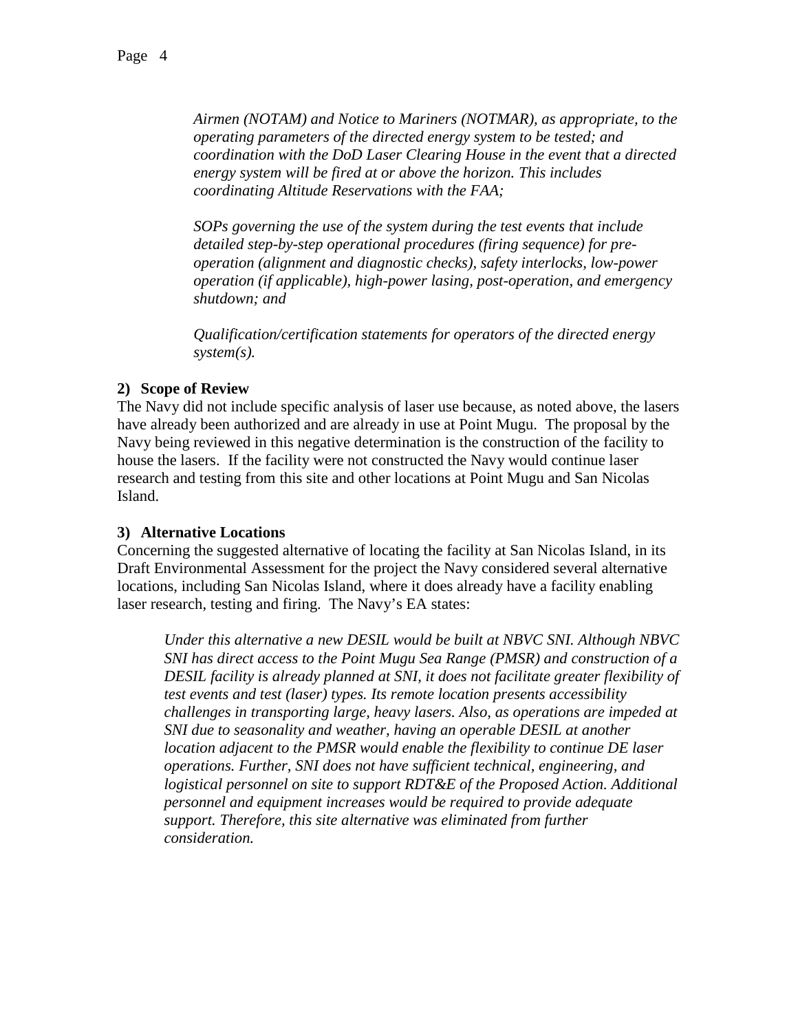*Airmen (NOTAM) and Notice to Mariners (NOTMAR), as appropriate, to the operating parameters of the directed energy system to be tested; and coordination with the DoD Laser Clearing House in the event that a directed energy system will be fired at or above the horizon. This includes coordinating Altitude Reservations with the FAA;*

*SOPs governing the use of the system during the test events that include detailed step-by-step operational procedures (firing sequence) for pre-operation (alignment and diagnostic checks), safety interlocks, low-power operation (if applicable), high-power lasing, post-operation, and emergency shutdown; and*

*Qualification/certification statements for operators of the directed energy system(s).*

**2) Scope of Review**

The Navy did not include specific analysis of laser use because, as noted above, the lasers have already been authorized and are already in use at Point Mugu. The proposal by the Navy being reviewed in this negative determination is the construction of the facility to house the lasers. If the facility were not constructed the Navy would continue laser research and testing from this site and other locations at Point Mugu and San Nicolas Island.

**3) Alternative Locations**

Concerning the suggested alternative of locating the facility at San Nicolas Island, in its Draft Environmental Assessment for the project the Navy considered several alternative locations, including San Nicolas Island, where it does already have a facility enabling laser research, testing and firing. The Navy's EA states:

> *Under this alternative a new DESIL would be built at NBVC SNI. Although NBVC SNI has direct access to the Point Mugu Sea Range (PMSR) and construction of a DESIL facility is already planned at SNI, it does not facilitate greater flexibility of test events and test (laser) types. Its remote location presents accessibility challenges in transporting large, heavy lasers. Also, as operations are impeded at SNI due to seasonality and weather, having an operable DESIL at another location adjacent to the PMSR would enable the flexibility to continue DE laser operations. Further, SNI does not have sufficient technical, engineering, and logistical personnel on site to support RDT&E of the Proposed Action. Additional personnel and equipment increases would be required to provide adequate support. Therefore, this site alternative was eliminated from further consideration.*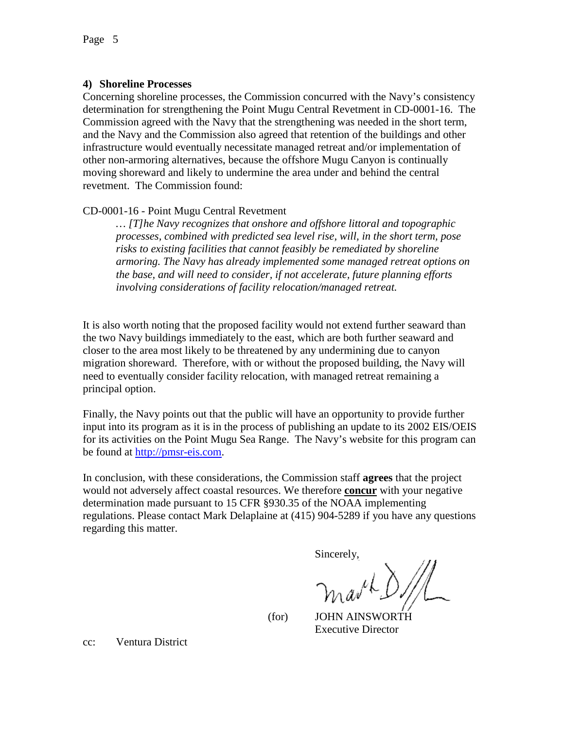#### 4) Shoreline Processes

Concerning shoreline processes, the Commission concurred with the Navy's consistency determination for strengthening the Point Mugu Central Revetment in CD-0001-16. The Commission agreed with the Navy that the strengthening was needed in the short term, and the Navy and the Commission also agreed that retention of the buildings and other infrastructure would eventually necessitate managed retreat and/or implementation of other non-armoring alternatives, because the offshore Mugu Canyon is continually moving shoreward and likely to undermine the area under and behind the central revetment. The Commission found:

CD-0001-16 - Point Mugu Central Revetment

> *… [T]he Navy recognizes that onshore and offshore littoral and topographic processes, combined with predicted sea level rise, will, in the short term, pose risks to existing facilities that cannot feasibly be remediated by shoreline armoring. The Navy has already implemented some managed retreat options on the base, and will need to consider, if not accelerate, future planning efforts involving considerations of facility relocation/managed retreat.*

It is also worth noting that the proposed facility would not extend further seaward than the two Navy buildings immediately to the east, which are both further seaward and closer to the area most likely to be threatened by any undermining due to canyon migration shoreward. Therefore, with or without the proposed building, the Navy will need to eventually consider facility relocation, with managed retreat remaining a principal option.

Finally, the Navy points out that the public will have an opportunity to provide further input into its program as it is in the process of publishing an update to its 2002 EIS/OEIS for its activities on the Point Mugu Sea Range. The Navy's website for this program can be found at http://pmsr-eis.com.

In conclusion, with these considerations, the Commission staff **agrees** that the project would not adversely affect coastal resources. We therefore **concur** with your negative determination made pursuant to 15 CFR §930.35 of the NOAA implementing regulations. Please contact Mark Delaplaine at (415) 904-5289 if you have any questions regarding this matter.

Sincerely,

(for) JOHN AINSWORTH
Executive Director

cc: Ventura District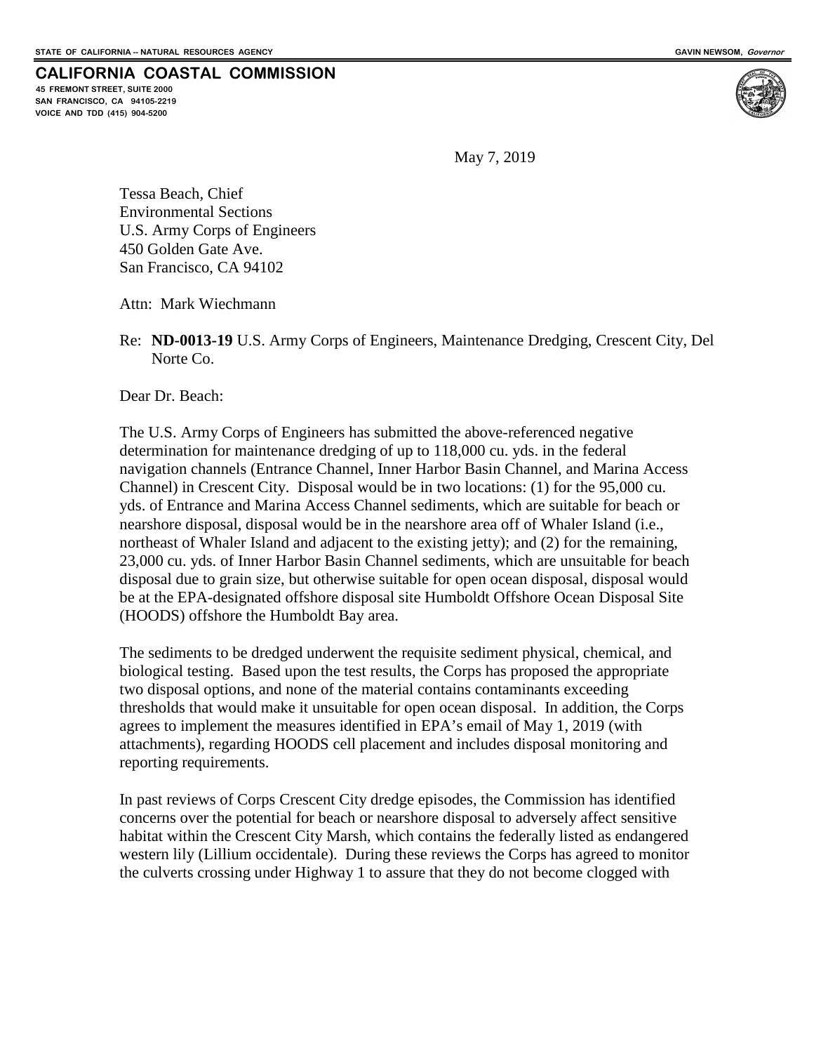STATE OF CALIFORNIA -- NATURAL RESOURCES AGENCY GAVIN NEWSOM, *Governor*

**CALIFORNIA COASTAL COMMISSION**
45 FREMONT STREET, SUITE 2000
SAN FRANCISCO, CA 94105-2219
VOICE AND TDD (415) 904-5200

May 7, 2019

Tessa Beach, Chief
Environmental Sections
U.S. Army Corps of Engineers
450 Golden Gate Ave.
San Francisco, CA 94102

Attn: Mark Wiechmann

Re: **ND-0013-19** U.S. Army Corps of Engineers, Maintenance Dredging, Crescent City, Del Norte Co.

Dear Dr. Beach:

The U.S. Army Corps of Engineers has submitted the above-referenced negative determination for maintenance dredging of up to 118,000 cu. yds. in the federal navigation channels (Entrance Channel, Inner Harbor Basin Channel, and Marina Access Channel) in Crescent City. Disposal would be in two locations: (1) for the 95,000 cu. yds. of Entrance and Marina Access Channel sediments, which are suitable for beach or nearshore disposal, disposal would be in the nearshore area off of Whaler Island (i.e., northeast of Whaler Island and adjacent to the existing jetty); and (2) for the remaining, 23,000 cu. yds. of Inner Harbor Basin Channel sediments, which are unsuitable for beach disposal due to grain size, but otherwise suitable for open ocean disposal, disposal would be at the EPA-designated offshore disposal site Humboldt Offshore Ocean Disposal Site (HOODS) offshore the Humboldt Bay area.

The sediments to be dredged underwent the requisite sediment physical, chemical, and biological testing. Based upon the test results, the Corps has proposed the appropriate two disposal options, and none of the material contains contaminants exceeding thresholds that would make it unsuitable for open ocean disposal. In addition, the Corps agrees to implement the measures identified in EPA's email of May 1, 2019 (with attachments), regarding HOODS cell placement and includes disposal monitoring and reporting requirements.

In past reviews of Corps Crescent City dredge episodes, the Commission has identified concerns over the potential for beach or nearshore disposal to adversely affect sensitive habitat within the Crescent City Marsh, which contains the federally listed as endangered western lily (Lillium occidentale). During these reviews the Corps has agreed to monitor the culverts crossing under Highway 1 to assure that they do not become clogged with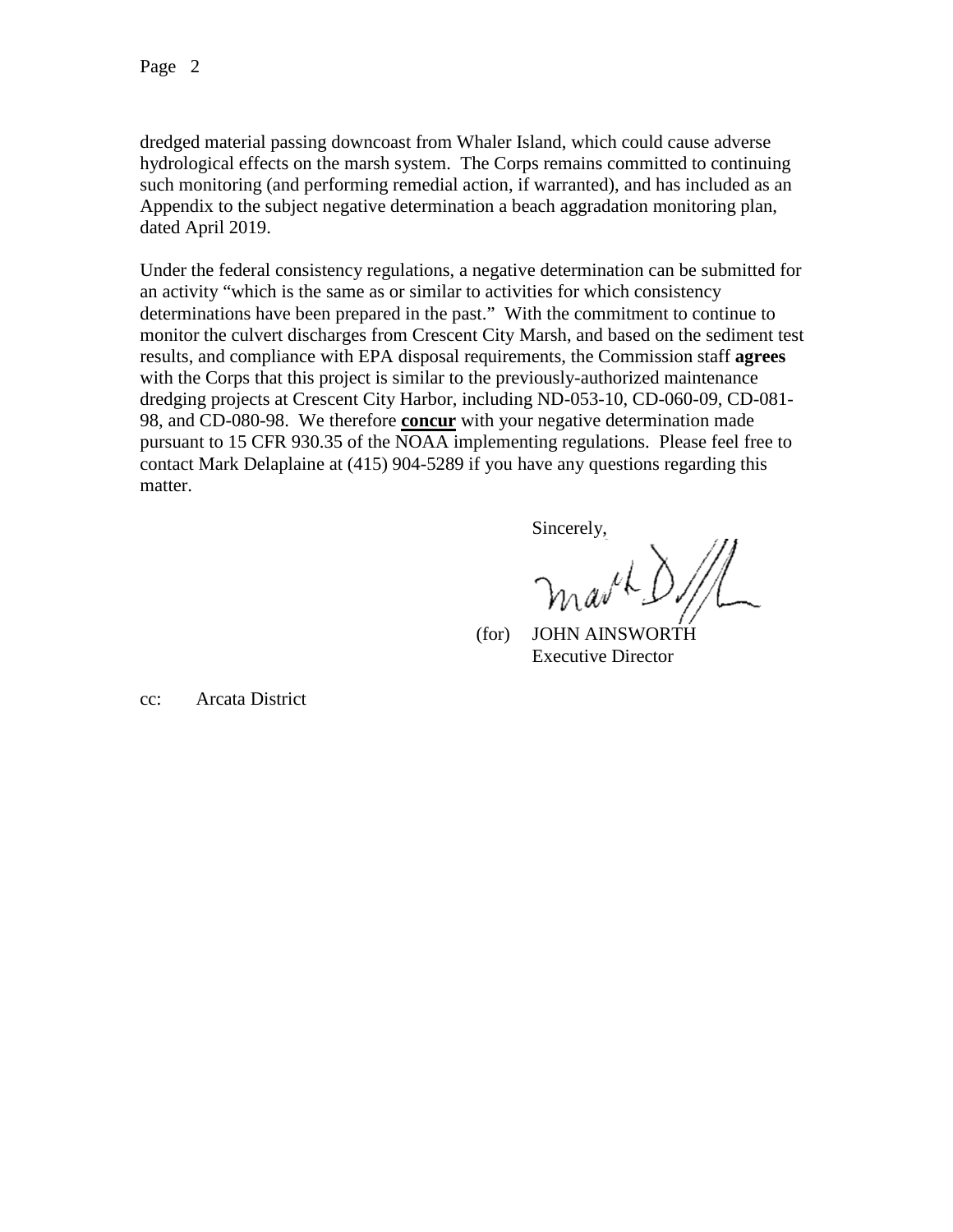dredged material passing downcoast from Whaler Island, which could cause adverse hydrological effects on the marsh system. The Corps remains committed to continuing such monitoring (and performing remedial action, if warranted), and has included as an Appendix to the subject negative determination a beach aggradation monitoring plan, dated April 2019.

Under the federal consistency regulations, a negative determination can be submitted for an activity "which is the same as or similar to activities for which consistency determinations have been prepared in the past." With the commitment to continue to monitor the culvert discharges from Crescent City Marsh, and based on the sediment test results, and compliance with EPA disposal requirements, the Commission staff **agrees** with the Corps that this project is similar to the previously-authorized maintenance dredging projects at Crescent City Harbor, including ND-053-10, CD-060-09, CD-081-98, and CD-080-98. We therefore **concur** with your negative determination made pursuant to 15 CFR 930.35 of the NOAA implementing regulations. Please feel free to contact Mark Delaplaine at (415) 904-5289 if you have any questions regarding this matter.

Sincerely,

(for) JOHN AINSWORTH
Executive Director

cc: Arcata District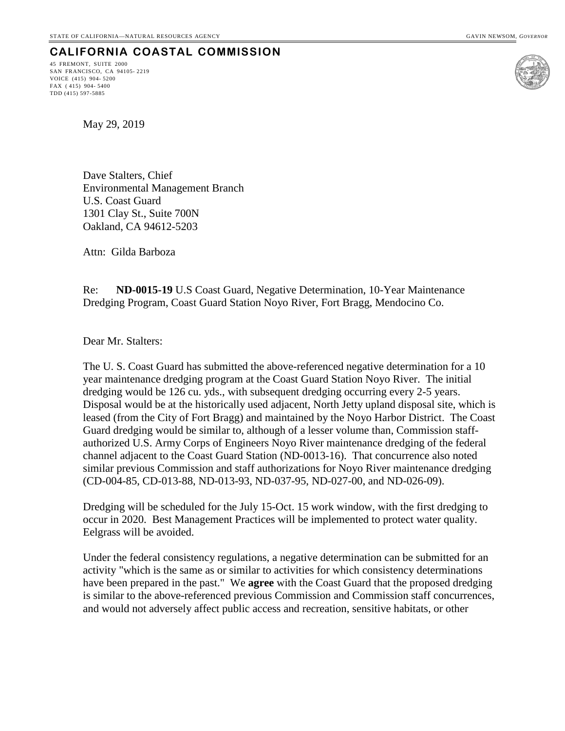STATE OF CALIFORNIA—NATURAL RESOURCES AGENCY GAVIN NEWSOM, *GOVERNOR*

**CALIFORNIA COASTAL COMMISSION**

45 FREMONT, SUITE 2000
SAN FRANCISCO, CA 94105-2219
VOICE (415) 904-5200
FAX (415) 904-5400
TDD (415) 597-5885

May 29, 2019

Dave Stalters, Chief
Environmental Management Branch
U.S. Coast Guard
1301 Clay St., Suite 700N
Oakland, CA 94612-5203

Attn: Gilda Barboza

Re: **ND-0015-19** U.S Coast Guard, Negative Determination, 10-Year Maintenance Dredging Program, Coast Guard Station Noyo River, Fort Bragg, Mendocino Co.

Dear Mr. Stalters:

The U. S. Coast Guard has submitted the above-referenced negative determination for a 10 year maintenance dredging program at the Coast Guard Station Noyo River. The initial dredging would be 126 cu. yds., with subsequent dredging occurring every 2-5 years. Disposal would be at the historically used adjacent, North Jetty upland disposal site, which is leased (from the City of Fort Bragg) and maintained by the Noyo Harbor District. The Coast Guard dredging would be similar to, although of a lesser volume than, Commission staff-authorized U.S. Army Corps of Engineers Noyo River maintenance dredging of the federal channel adjacent to the Coast Guard Station (ND-0013-16). That concurrence also noted similar previous Commission and staff authorizations for Noyo River maintenance dredging (CD-004-85, CD-013-88, ND-013-93, ND-037-95, ND-027-00, and ND-026-09).

Dredging will be scheduled for the July 15-Oct. 15 work window, with the first dredging to occur in 2020. Best Management Practices will be implemented to protect water quality. Eelgrass will be avoided.

Under the federal consistency regulations, a negative determination can be submitted for an activity "which is the same as or similar to activities for which consistency determinations have been prepared in the past." We **agree** with the Coast Guard that the proposed dredging is similar to the above-referenced previous Commission and Commission staff concurrences, and would not adversely affect public access and recreation, sensitive habitats, or other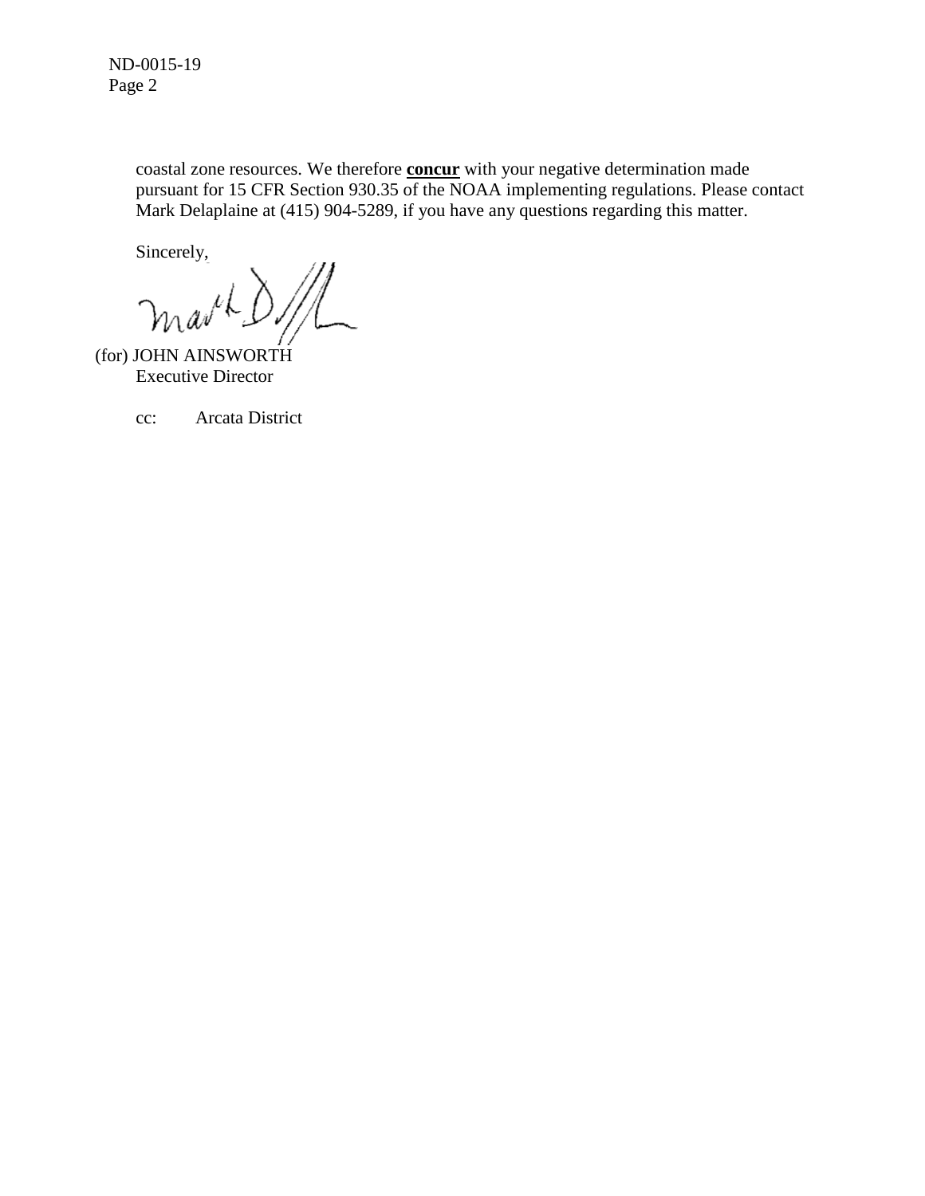coastal zone resources. We therefore **concur** with your negative determination made pursuant for 15 CFR Section 930.35 of the NOAA implementing regulations. Please contact Mark Delaplaine at (415) 904-5289, if you have any questions regarding this matter.

Sincerely,

(for) JOHN AINSWORTH
Executive Director

cc: Arcata District